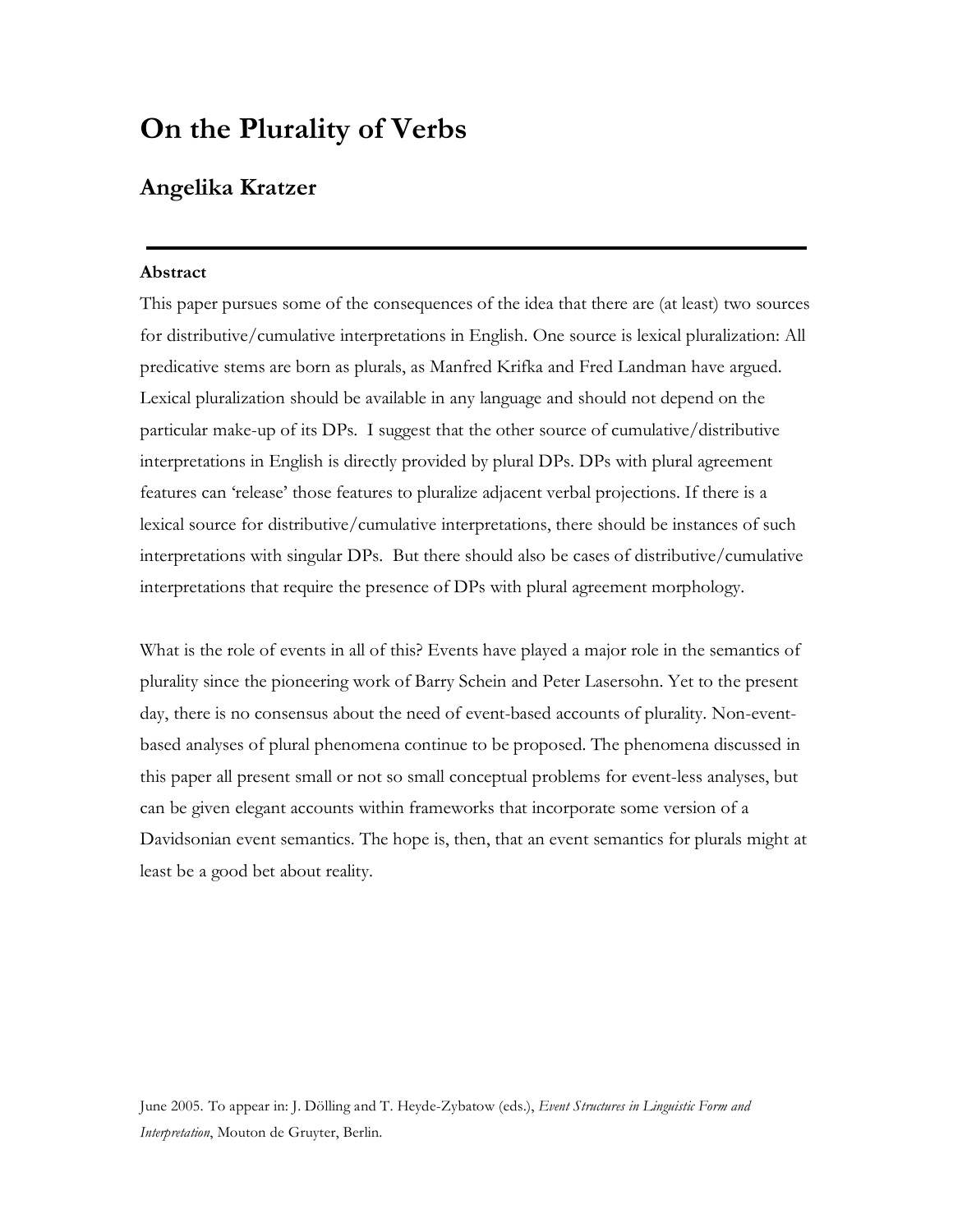# On the Plurality of Verbs

## Angelika Kratzer

---

**Abstract**

This paper pursues some of the consequences of the idea that there are (at least) two sources for distributive/cumulative interpretations in English. One source is lexical pluralization: All predicative stems are born as plurals, as Manfred Krifka and Fred Landman have argued. Lexical pluralization should be available in any language and should not depend on the particular make-up of its DPs. I suggest that the other source of cumulative/distributive interpretations in English is directly provided by plural DPs. DPs with plural agreement features can 'release' those features to pluralize adjacent verbal projections. If there is a lexical source for distributive/cumulative interpretations, there should be instances of such interpretations with singular DPs. But there should also be cases of distributive/cumulative interpretations that require the presence of DPs with plural agreement morphology.

What is the role of events in all of this? Events have played a major role in the semantics of plurality since the pioneering work of Barry Schein and Peter Lasersohn. Yet to the present day, there is no consensus about the need of event-based accounts of plurality. Non-event-based analyses of plural phenomena continue to be proposed. The phenomena discussed in this paper all present small or not so small conceptual problems for event-less analyses, but can be given elegant accounts within frameworks that incorporate some version of a Davidsonian event semantics. The hope is, then, that an event semantics for plurals might at least be a good bet about reality.

June 2005. To appear in: J. Dölling and T. Heyde-Zybatow (eds.), *Event Structures in Linguistic Form and Interpretation*, Mouton de Gruyter, Berlin.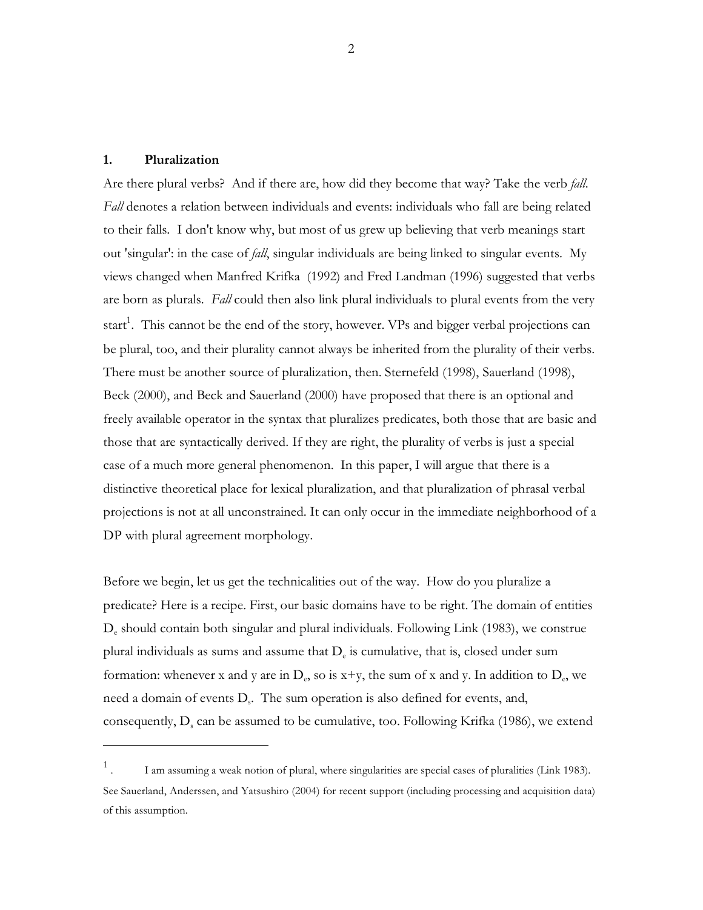### 1. Pluralization

Are there plural verbs? And if there are, how did they become that way? Take the verb *fall*. *Fall* denotes a relation between individuals and events: individuals who fall are being related to their falls. I don't know why, but most of us grew up believing that verb meanings start out 'singular': in the case of *fall*, singular individuals are being linked to singular events. My views changed when Manfred Krifka (1992) and Fred Landman (1996) suggested that verbs are born as plurals. *Fall* could then also link plural individuals to plural events from the very start[1]. This cannot be the end of the story, however. VPs and bigger verbal projections can be plural, too, and their plurality cannot always be inherited from the plurality of their verbs. There must be another source of pluralization, then. Sternefeld (1998), Sauerland (1998), Beck (2000), and Beck and Sauerland (2000) have proposed that there is an optional and freely available operator in the syntax that pluralizes predicates, both those that are basic and those that are syntactically derived. If they are right, the plurality of verbs is just a special case of a much more general phenomenon. In this paper, I will argue that there is a distinctive theoretical place for lexical pluralization, and that pluralization of phrasal verbal projections is not at all unconstrained. It can only occur in the immediate neighborhood of a DP with plural agreement morphology.

Before we begin, let us get the technicalities out of the way. How do you pluralize a predicate? Here is a recipe. First, our basic domains have to be right. The domain of entities $D_e$ should contain both singular and plural individuals. Following Link (1983), we construe plural individuals as sums and assume that $D_e$ is cumulative, that is, closed under sum formation: whenever x and y are in $D_e$, so is x+y, the sum of x and y. In addition to $D_e$, we need a domain of events $D_s$. The sum operation is also defined for events, and, consequently, $D_s$ can be assumed to be cumulative, too. Following Krifka (1986), we extend

---

[1]. I am assuming a weak notion of plural, where singularities are special cases of pluralities (Link 1983). See Sauerland, Anderssen, and Yatsushiro (2004) for recent support (including processing and acquisition data) of this assumption.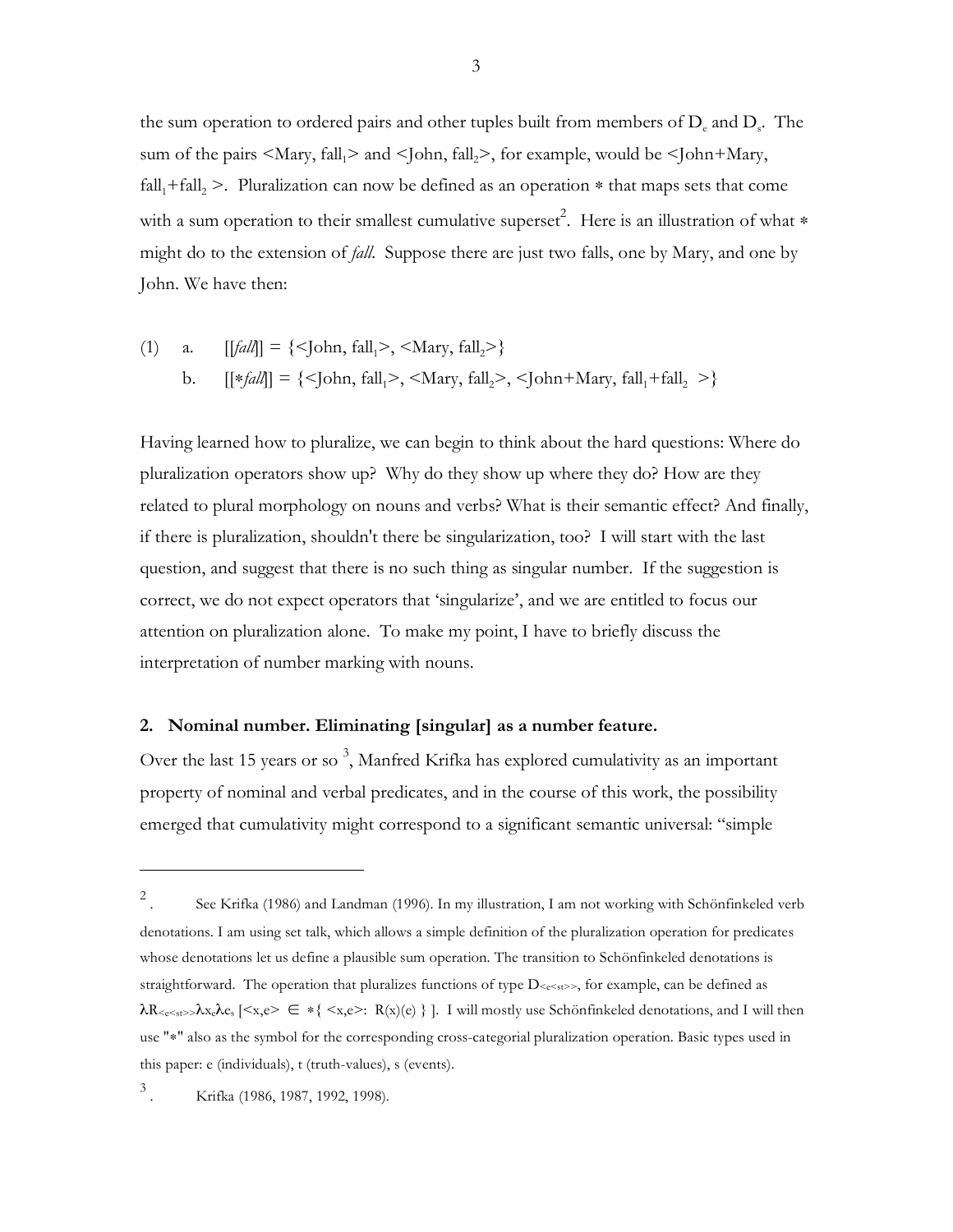the sum operation to ordered pairs and other tuples built from members of $D_e$ and $D_s$. The sum of the pairs <Mary, $fall_1$> and <John, $fall_2$>, for example, would be <John+Mary, $fall_1$+$fall_2$ >. Pluralization can now be defined as an operation * that maps sets that come with a sum operation to their smallest cumulative superset[2]. Here is an illustration of what * might do to the extension of *fall*. Suppose there are just two falls, one by Mary, and one by John. We have then:

(1) a. [[*fall*]] = {<John, $fall_1$>, <Mary, $fall_2$>}

b. [[**fall*]] = {<John, $fall_1$>, <Mary, $fall_2$>, <John+Mary, $fall_1$+$fall_2$ >}

Having learned how to pluralize, we can begin to think about the hard questions: Where do pluralization operators show up? Why do they show up where they do? How are they related to plural morphology on nouns and verbs? What is their semantic effect? And finally, if there is pluralization, shouldn't there be singularization, too? I will start with the last question, and suggest that there is no such thing as singular number. If the suggestion is correct, we do not expect operators that 'singularize', and we are entitled to focus our attention on pluralization alone. To make my point, I have to briefly discuss the interpretation of number marking with nouns.

## 2. Nominal number. Eliminating [singular] as a number feature.

Over the last 15 years or so [3], Manfred Krifka has explored cumulativity as an important property of nominal and verbal predicates, and in the course of this work, the possibility emerged that cumulativity might correspond to a significant semantic universal: "simple

---

[2]. See Krifka (1986) and Landman (1996). In my illustration, I am not working with Schönfinkeled verb denotations. I am using set talk, which allows a simple definition of the pluralization operation for predicates whose denotations let us define a plausible sum operation. The transition to Schönfinkeled denotations is straightforward. The operation that pluralizes functions of type $D_{<e<st>>}$, for example, can be defined as $\lambda R_{<e<st>>}\lambda x_e \lambda e_s\, [<x,e> \in *\{ <x,e>\!: R(x)(e) \}\, ]$. I will mostly use Schönfinkeled denotations, and I will then use "*" also as the symbol for the corresponding cross-categorial pluralization operation. Basic types used in this paper: e (individuals), t (truth-values), s (events).

[3]. Krifka (1986, 1987, 1992, 1998).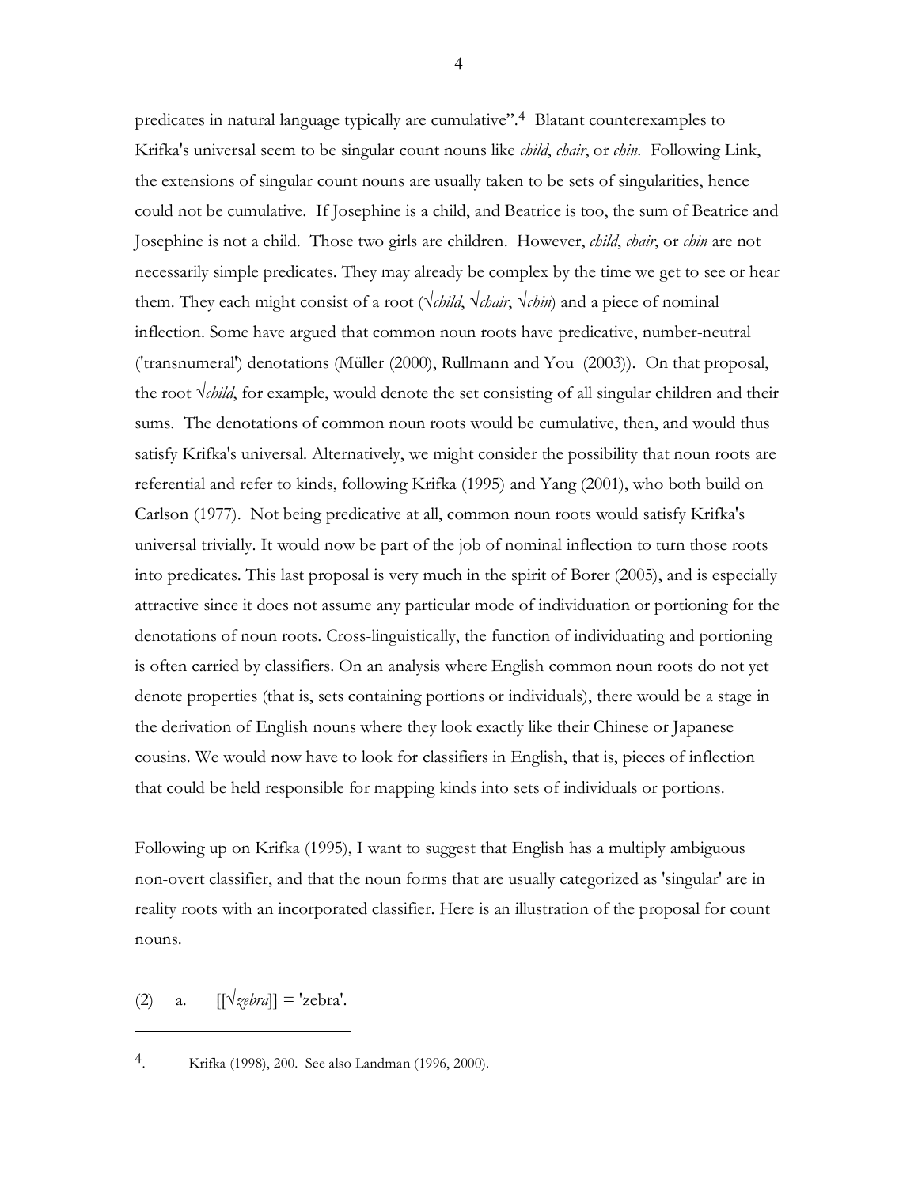predicates in natural language typically are cumulative”.[4] Blatant counterexamples to Krifka's universal seem to be singular count nouns like *child*, *chair*, or *chin*. Following Link, the extensions of singular count nouns are usually taken to be sets of singularities, hence could not be cumulative. If Josephine is a child, and Beatrice is too, the sum of Beatrice and Josephine is not a child. Those two girls are children. However, *child*, *chair*, or *chin* are not necessarily simple predicates. They may already be complex by the time we get to see or hear them. They each might consist of a root (√*child*, √*chair*, √*chin*) and a piece of nominal inflection. Some have argued that common noun roots have predicative, number-neutral ('transnumeral') denotations (Müller (2000), Rullmann and You (2003)). On that proposal, the root √*child*, for example, would denote the set consisting of all singular children and their sums. The denotations of common noun roots would be cumulative, then, and would thus satisfy Krifka's universal. Alternatively, we might consider the possibility that noun roots are referential and refer to kinds, following Krifka (1995) and Yang (2001), who both build on Carlson (1977). Not being predicative at all, common noun roots would satisfy Krifka's universal trivially. It would now be part of the job of nominal inflection to turn those roots into predicates. This last proposal is very much in the spirit of Borer (2005), and is especially attractive since it does not assume any particular mode of individuation or portioning for the denotations of noun roots. Cross-linguistically, the function of individuating and portioning is often carried by classifiers. On an analysis where English common noun roots do not yet denote properties (that is, sets containing portions or individuals), there would be a stage in the derivation of English nouns where they look exactly like their Chinese or Japanese cousins. We would now have to look for classifiers in English, that is, pieces of inflection that could be held responsible for mapping kinds into sets of individuals or portions.

Following up on Krifka (1995), I want to suggest that English has a multiply ambiguous non-overt classifier, and that the noun forms that are usually categorized as 'singular' are in reality roots with an incorporated classifier. Here is an illustration of the proposal for count nouns.

(2) a. [[√*zebra*]] = 'zebra'.

---

[4] Krifka (1998), 200. See also Landman (1996, 2000).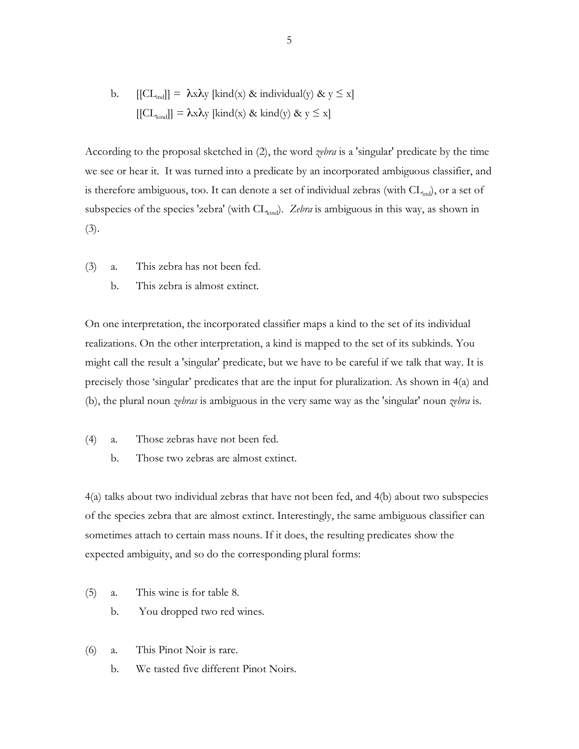b. $[[CL_{ind}]] = \lambda x \lambda y\ [\text{kind}(x)\ \&\ \text{individual}(y)\ \&\ y \leq x]$

$[[CL_{kind}]] = \lambda x \lambda y\ [\text{kind}(x)\ \&\ \text{kind}(y)\ \&\ y \leq x]$

According to the proposal sketched in (2), the word *zebra* is a 'singular' predicate by the time we see or hear it. It was turned into a predicate by an incorporated ambiguous classifier, and is therefore ambiguous, too. It can denote a set of individual zebras (with $CL_{ind}$), or a set of subspecies of the species 'zebra' (with $CL_{kind}$). *Zebra* is ambiguous in this way, as shown in (3).

(3) a. This zebra has not been fed.

b. This zebra is almost extinct.

On one interpretation, the incorporated classifier maps a kind to the set of its individual realizations. On the other interpretation, a kind is mapped to the set of its subkinds. You might call the result a 'singular' predicate, but we have to be careful if we talk that way. It is precisely those 'singular' predicates that are the input for pluralization. As shown in 4(a) and (b), the plural noun *zebras* is ambiguous in the very same way as the 'singular' noun *zebra* is.

(4) a. Those zebras have not been fed.

b. Those two zebras are almost extinct.

4(a) talks about two individual zebras that have not been fed, and 4(b) about two subspecies of the species zebra that are almost extinct. Interestingly, the same ambiguous classifier can sometimes attach to certain mass nouns. If it does, the resulting predicates show the expected ambiguity, and so do the corresponding plural forms:

(5) a. This wine is for table 8.

b. You dropped two red wines.

(6) a. This Pinot Noir is rare.

b. We tasted five different Pinot Noirs.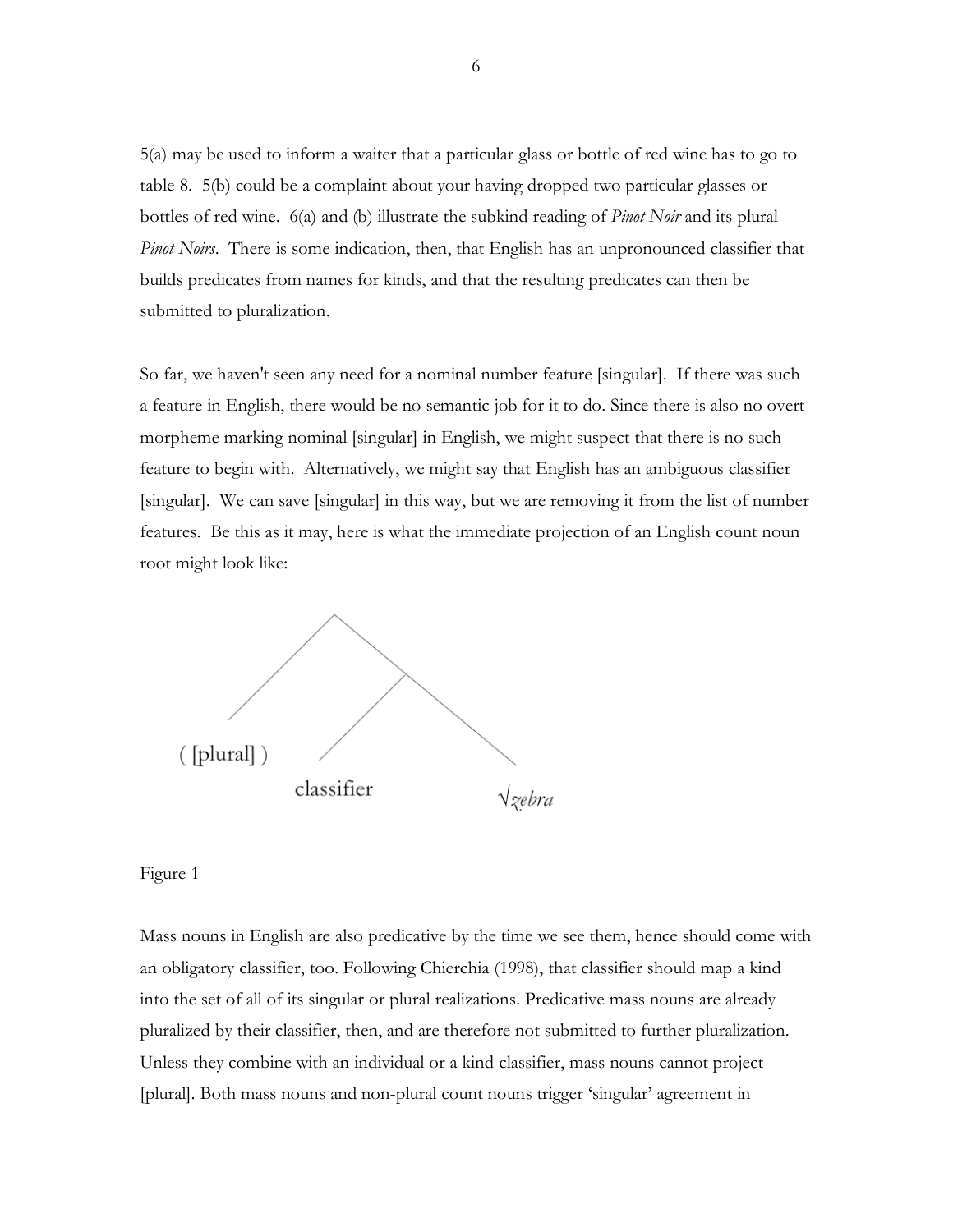5(a) may be used to inform a waiter that a particular glass or bottle of red wine has to go to table 8. 5(b) could be a complaint about your having dropped two particular glasses or bottles of red wine. 6(a) and (b) illustrate the subkind reading of *Pinot Noir* and its plural *Pinot Noirs*. There is some indication, then, that English has an unpronounced classifier that builds predicates from names for kinds, and that the resulting predicates can then be submitted to pluralization.

So far, we haven't seen any need for a nominal number feature [singular]. If there was such a feature in English, there would be no semantic job for it to do. Since there is also no overt morpheme marking nominal [singular] in English, we might suspect that there is no such feature to begin with. Alternatively, we might say that English has an ambiguous classifier [singular]. We can save [singular] in this way, but we are removing it from the list of number features. Be this as it may, here is what the immediate projection of an English count noun root might look like:

( [plural] ) classifier √*zebra*

Figure 1

Mass nouns in English are also predicative by the time we see them, hence should come with an obligatory classifier, too. Following Chierchia (1998), that classifier should map a kind into the set of all of its singular or plural realizations. Predicative mass nouns are already pluralized by their classifier, then, and are therefore not submitted to further pluralization. Unless they combine with an individual or a kind classifier, mass nouns cannot project [plural]. Both mass nouns and non-plural count nouns trigger 'singular' agreement in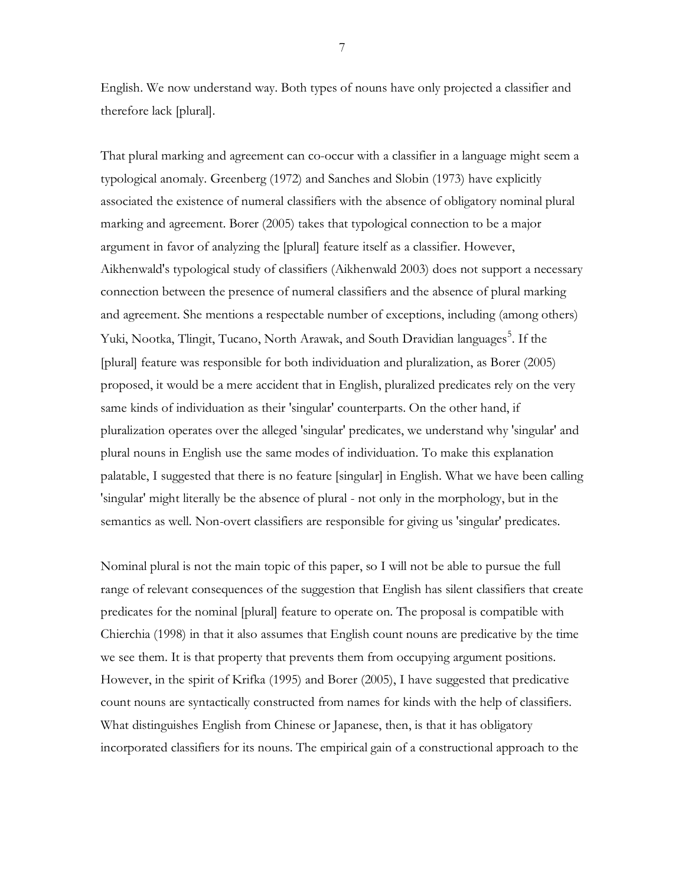English. We now understand way. Both types of nouns have only projected a classifier and therefore lack [plural].

That plural marking and agreement can co-occur with a classifier in a language might seem a typological anomaly. Greenberg (1972) and Sanches and Slobin (1973) have explicitly associated the existence of numeral classifiers with the absence of obligatory nominal plural marking and agreement. Borer (2005) takes that typological connection to be a major argument in favor of analyzing the [plural] feature itself as a classifier. However, Aikhenwald's typological study of classifiers (Aikhenwald 2003) does not support a necessary connection between the presence of numeral classifiers and the absence of plural marking and agreement. She mentions a respectable number of exceptions, including (among others) Yuki, Nootka, Tlingit, Tucano, North Arawak, and South Dravidian languages[5]. If the [plural] feature was responsible for both individuation and pluralization, as Borer (2005) proposed, it would be a mere accident that in English, pluralized predicates rely on the very same kinds of individuation as their 'singular' counterparts. On the other hand, if pluralization operates over the alleged 'singular' predicates, we understand why 'singular' and plural nouns in English use the same modes of individuation. To make this explanation palatable, I suggested that there is no feature [singular] in English. What we have been calling 'singular' might literally be the absence of plural - not only in the morphology, but in the semantics as well. Non-overt classifiers are responsible for giving us 'singular' predicates.

Nominal plural is not the main topic of this paper, so I will not be able to pursue the full range of relevant consequences of the suggestion that English has silent classifiers that create predicates for the nominal [plural] feature to operate on. The proposal is compatible with Chierchia (1998) in that it also assumes that English count nouns are predicative by the time we see them. It is that property that prevents them from occupying argument positions. However, in the spirit of Krifka (1995) and Borer (2005), I have suggested that predicative count nouns are syntactically constructed from names for kinds with the help of classifiers. What distinguishes English from Chinese or Japanese, then, is that it has obligatory incorporated classifiers for its nouns. The empirical gain of a constructional approach to the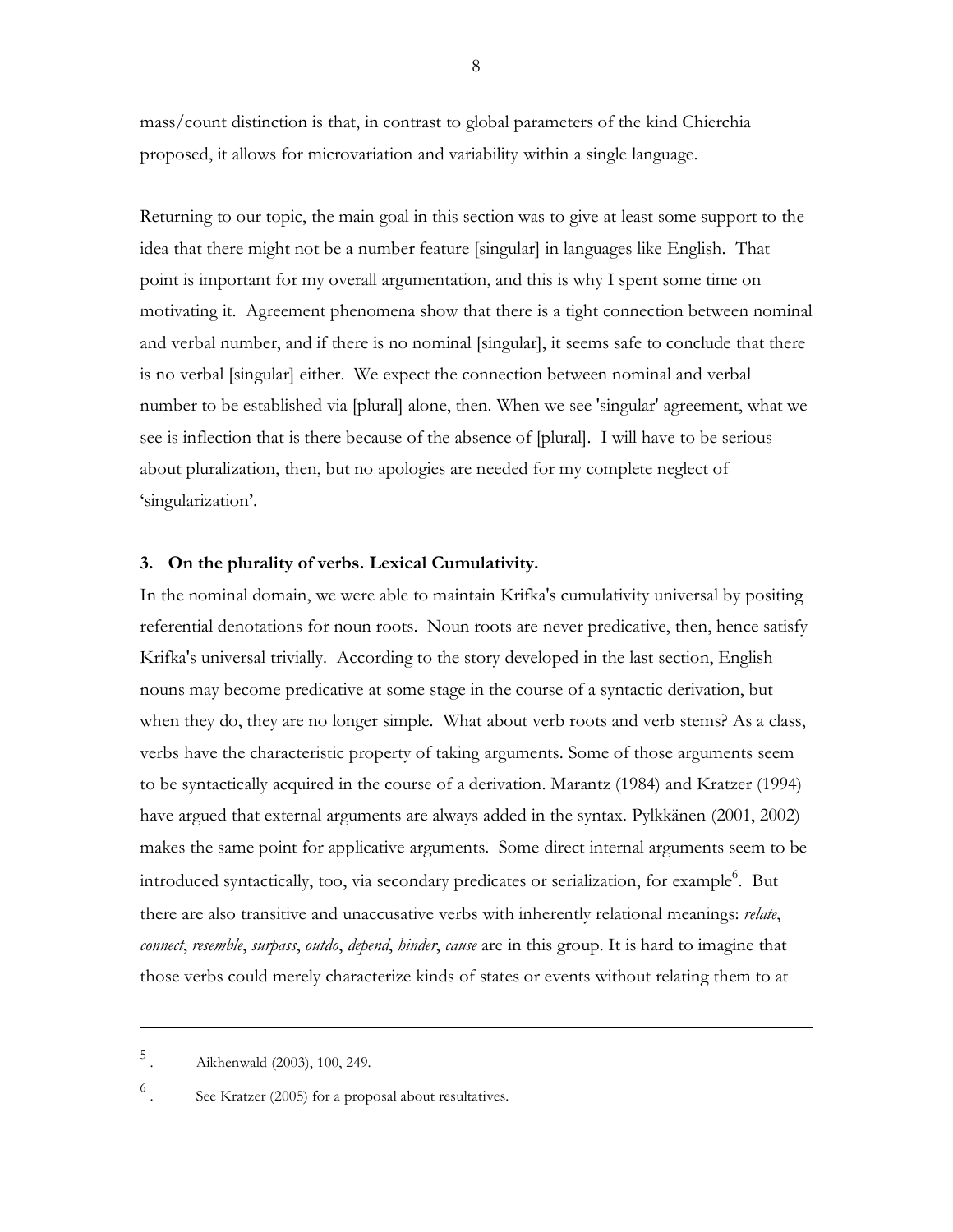mass/count distinction is that, in contrast to global parameters of the kind Chierchia proposed, it allows for microvariation and variability within a single language.

Returning to our topic, the main goal in this section was to give at least some support to the idea that there might not be a number feature [singular] in languages like English. That point is important for my overall argumentation, and this is why I spent some time on motivating it. Agreement phenomena show that there is a tight connection between nominal and verbal number, and if there is no nominal [singular], it seems safe to conclude that there is no verbal [singular] either. We expect the connection between nominal and verbal number to be established via [plural] alone, then. When we see 'singular' agreement, what we see is inflection that is there because of the absence of [plural]. I will have to be serious about pluralization, then, but no apologies are needed for my complete neglect of 'singularization'.

### 3. On the plurality of verbs. Lexical Cumulativity.

In the nominal domain, we were able to maintain Krifka's cumulativity universal by positing referential denotations for noun roots. Noun roots are never predicative, then, hence satisfy Krifka's universal trivially. According to the story developed in the last section, English nouns may become predicative at some stage in the course of a syntactic derivation, but when they do, they are no longer simple. What about verb roots and verb stems? As a class, verbs have the characteristic property of taking arguments. Some of those arguments seem to be syntactically acquired in the course of a derivation. Marantz (1984) and Kratzer (1994) have argued that external arguments are always added in the syntax. Pylkkänen (2001, 2002) makes the same point for applicative arguments. Some direct internal arguments seem to be introduced syntactically, too, via secondary predicates or serialization, for example[6]. But there are also transitive and unaccusative verbs with inherently relational meanings: *relate*, *connect*, *resemble*, *surpass*, *outdo*, *depend*, *hinder*, *cause* are in this group. It is hard to imagine that those verbs could merely characterize kinds of states or events without relating them to at

---

[5]. Aikhenwald (2003), 100, 249.

[6]. See Kratzer (2005) for a proposal about resultatives.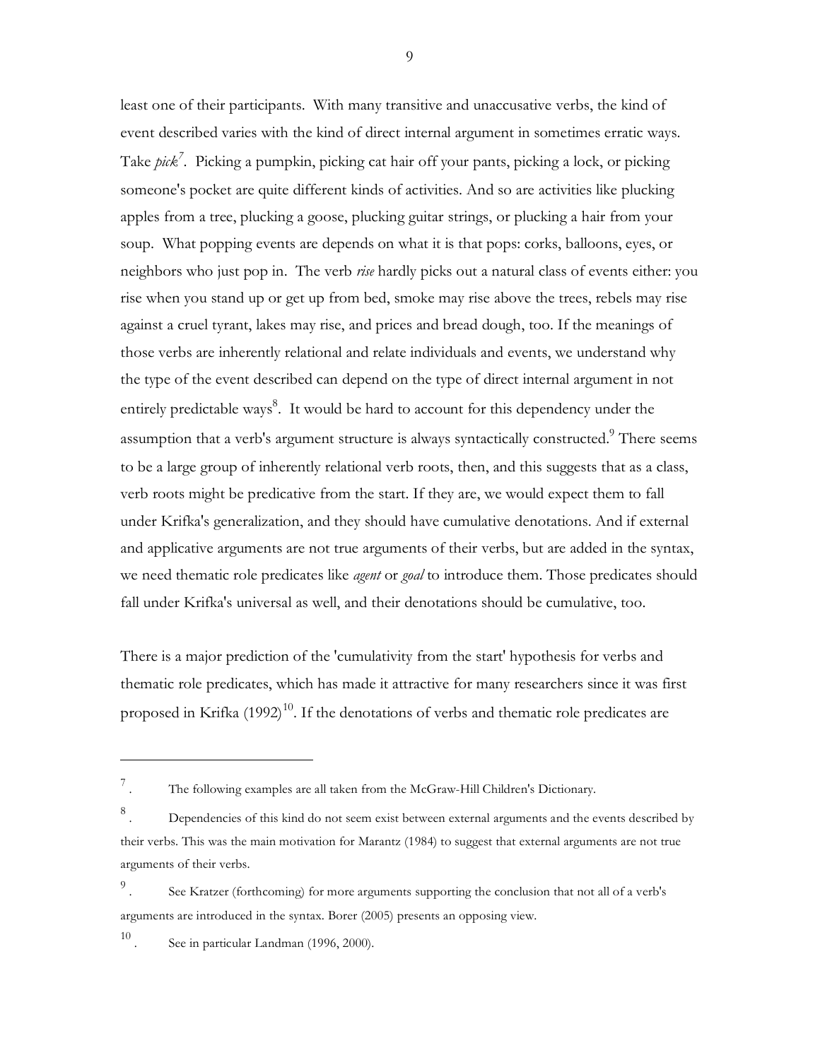least one of their participants. With many transitive and unaccusative verbs, the kind of event described varies with the kind of direct internal argument in sometimes erratic ways. Take *pick*[7]. Picking a pumpkin, picking cat hair off your pants, picking a lock, or picking someone's pocket are quite different kinds of activities. And so are activities like plucking apples from a tree, plucking a goose, plucking guitar strings, or plucking a hair from your soup. What popping events are depends on what it is that pops: corks, balloons, eyes, or neighbors who just pop in. The verb *rise* hardly picks out a natural class of events either: you rise when you stand up or get up from bed, smoke may rise above the trees, rebels may rise against a cruel tyrant, lakes may rise, and prices and bread dough, too. If the meanings of those verbs are inherently relational and relate individuals and events, we understand why the type of the event described can depend on the type of direct internal argument in not entirely predictable ways[8]. It would be hard to account for this dependency under the assumption that a verb's argument structure is always syntactically constructed.[9] There seems to be a large group of inherently relational verb roots, then, and this suggests that as a class, verb roots might be predicative from the start. If they are, we would expect them to fall under Krifka's generalization, and they should have cumulative denotations. And if external and applicative arguments are not true arguments of their verbs, but are added in the syntax, we need thematic role predicates like *agent* or *goal* to introduce them. Those predicates should fall under Krifka's universal as well, and their denotations should be cumulative, too.

There is a major prediction of the 'cumulativity from the start' hypothesis for verbs and thematic role predicates, which has made it attractive for many researchers since it was first proposed in Krifka (1992)[10]. If the denotations of verbs and thematic role predicates are

---

[7]. The following examples are all taken from the McGraw-Hill Children's Dictionary.

[8]. Dependencies of this kind do not seem exist between external arguments and the events described by their verbs. This was the main motivation for Marantz (1984) to suggest that external arguments are not true arguments of their verbs.

[9]. See Kratzer (forthcoming) for more arguments supporting the conclusion that not all of a verb's arguments are introduced in the syntax. Borer (2005) presents an opposing view.

[10]. See in particular Landman (1996, 2000).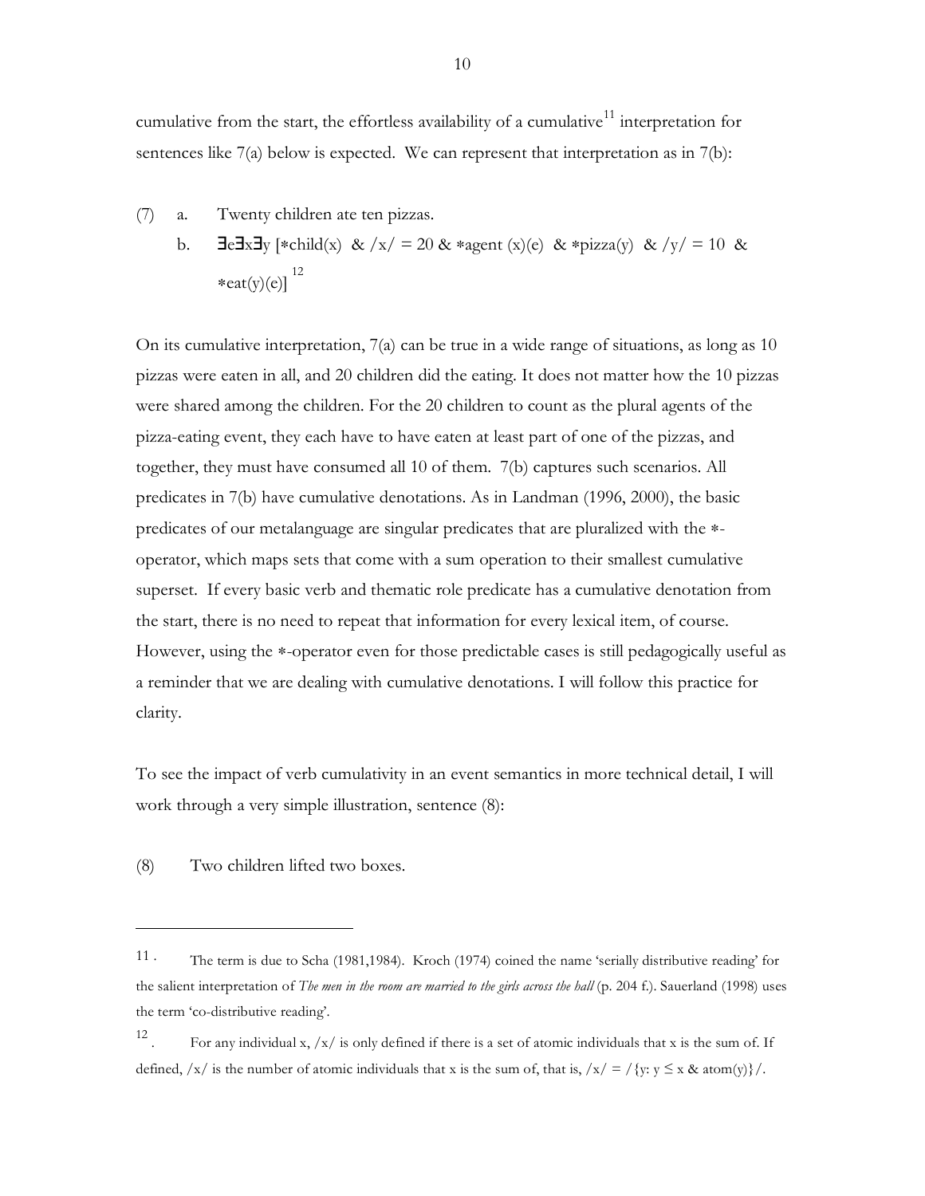cumulative from the start, the effortless availability of a cumulative[11] interpretation for sentences like 7(a) below is expected. We can represent that interpretation as in 7(b):

(7) a. Twenty children ate ten pizzas.

b. $\exists e \exists x \exists y\, [*\text{child}(x)\ \&\ /x/ = 20\ \&\ *\text{agent}(x)(e)\ \&\ *\text{pizza}(y)\ \&\ /y/ = 10\ \&\ *\text{eat}(y)(e)]$ [12]

On its cumulative interpretation, 7(a) can be true in a wide range of situations, as long as 10 pizzas were eaten in all, and 20 children did the eating. It does not matter how the 10 pizzas were shared among the children. For the 20 children to count as the plural agents of the pizza-eating event, they each have to have eaten at least part of one of the pizzas, and together, they must have consumed all 10 of them. 7(b) captures such scenarios. All predicates in 7(b) have cumulative denotations. As in Landman (1996, 2000), the basic predicates of our metalanguage are singular predicates that are pluralized with the ∗-operator, which maps sets that come with a sum operation to their smallest cumulative superset. If every basic verb and thematic role predicate has a cumulative denotation from the start, there is no need to repeat that information for every lexical item, of course. However, using the ∗-operator even for those predictable cases is still pedagogically useful as a reminder that we are dealing with cumulative denotations. I will follow this practice for clarity.

To see the impact of verb cumulativity in an event semantics in more technical detail, I will work through a very simple illustration, sentence (8):

(8) Two children lifted two boxes.

---

11 . The term is due to Scha (1981,1984). Kroch (1974) coined the name 'serially distributive reading' for the salient interpretation of *The men in the room are married to the girls across the hall* (p. 204 f.). Sauerland (1998) uses the term 'co-distributive reading'.

12 . For any individual x, /x/ is only defined if there is a set of atomic individuals that x is the sum of. If defined, /x/ is the number of atomic individuals that x is the sum of, that is, $/x/ = /\{y: y \leq x\ \&\ \text{atom}(y)\}/$.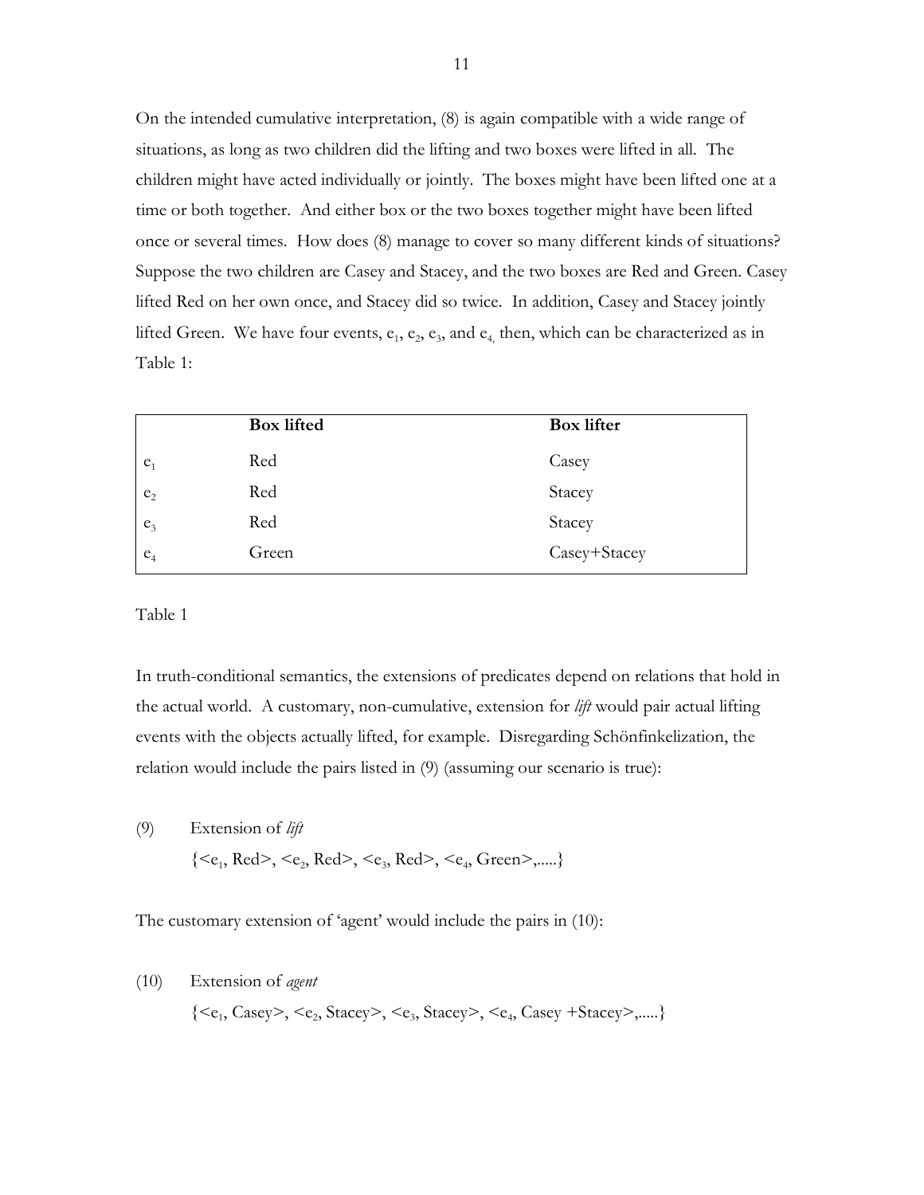On the intended cumulative interpretation, (8) is again compatible with a wide range of situations, as long as two children did the lifting and two boxes were lifted in all. The children might have acted individually or jointly. The boxes might have been lifted one at a time or both together. And either box or the two boxes together might have been lifted once or several times. How does (8) manage to cover so many different kinds of situations? Suppose the two children are Casey and Stacey, and the two boxes are Red and Green. Casey lifted Red on her own once, and Stacey did so twice. In addition, Casey and Stacey jointly lifted Green. We have four events, $e_1$, $e_2$, $e_3$, and $e_4$, then, which can be characterized as in Table 1:

| | **Box lifted** | **Box lifter** |
|---|---|---|
| $e_1$ | Red | Casey |
| $e_2$ | Red | Stacey |
| $e_3$ | Red | Stacey |
| $e_4$ | Green | Casey+Stacey |

Table 1

In truth-conditional semantics, the extensions of predicates depend on relations that hold in the actual world. A customary, non-cumulative, extension for *lift* would pair actual lifting events with the objects actually lifted, for example. Disregarding Schönfinkelization, the relation would include the pairs listed in (9) (assuming our scenario is true):

(9) Extension of *lift*

{<$e_1$, Red>, <$e_2$, Red>, <$e_3$, Red>, <$e_4$, Green>,.....}

The customary extension of 'agent' would include the pairs in (10):

(10) Extension of *agent*

{<$e_1$, Casey>, <$e_2$, Stacey>, <$e_3$, Stacey>, <$e_4$, Casey +Stacey>,.....}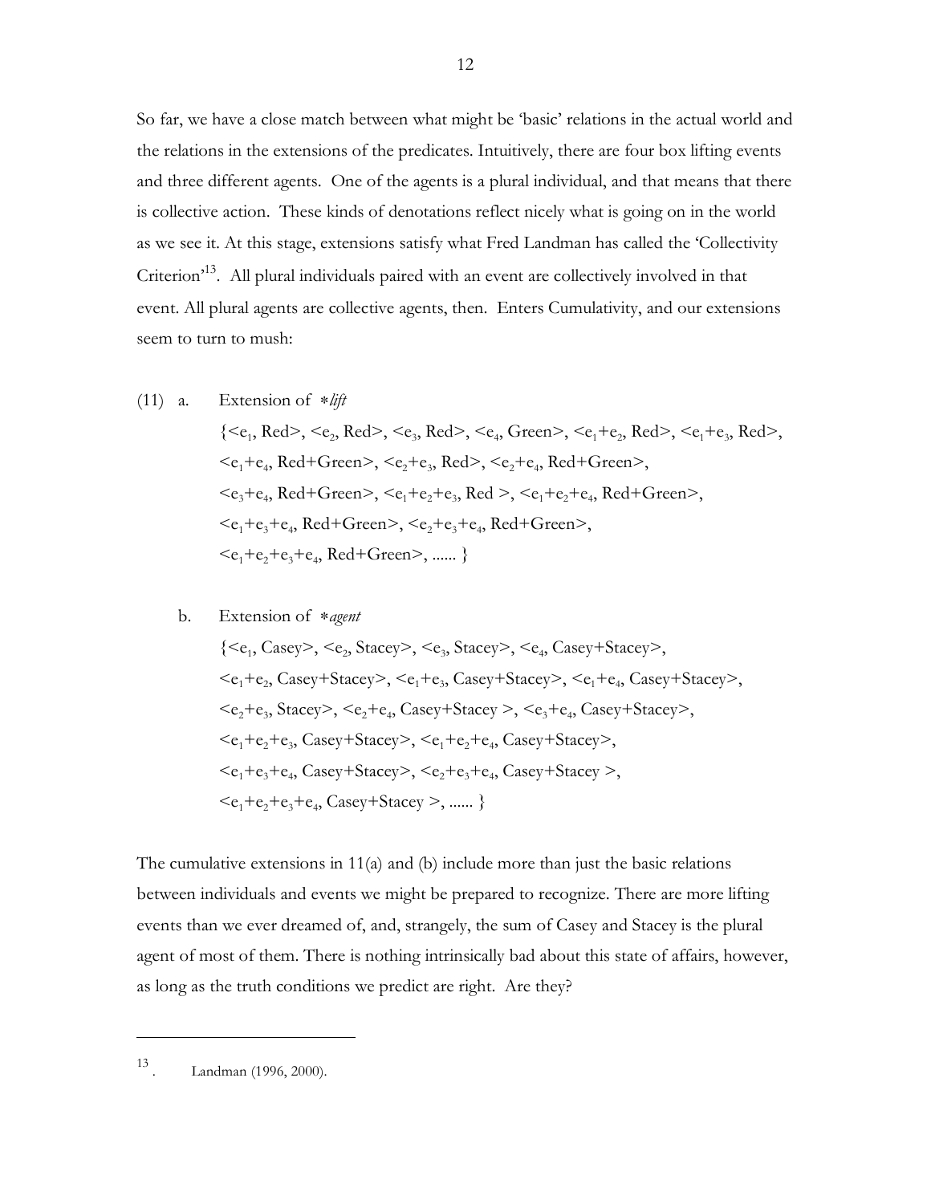So far, we have a close match between what might be 'basic' relations in the actual world and the relations in the extensions of the predicates. Intuitively, there are four box lifting events and three different agents. One of the agents is a plural individual, and that means that there is collective action. These kinds of denotations reflect nicely what is going on in the world as we see it. At this stage, extensions satisfy what Fred Landman has called the 'Collectivity Criterion'[13]. All plural individuals paired with an event are collectively involved in that event. All plural agents are collective agents, then. Enters Cumulativity, and our extensions seem to turn to mush:

(11) a. Extension of ∗*lift*

$\{<e_1, \text{Red}>, <e_2, \text{Red}>, <e_3, \text{Red}>, <e_4, \text{Green}>, <e_1+e_2, \text{Red}>, <e_1+e_3, \text{Red}>,$
$<e_1+e_4, \text{Red+Green}>, <e_2+e_3, \text{Red}>, <e_2+e_4, \text{Red+Green}>,$
$<e_3+e_4, \text{Red+Green}>, <e_1+e_2+e_3, \text{Red}>, <e_1+e_2+e_4, \text{Red+Green}>,$
$<e_1+e_3+e_4, \text{Red+Green}>, <e_2+e_3+e_4, \text{Red+Green}>,$
$<e_1+e_2+e_3+e_4, \text{Red+Green}>, \ldots\ldots \}$

b. Extension of ∗*agent*

$\{<e_1, \text{Casey}>, <e_2, \text{Stacey}>, <e_3, \text{Stacey}>, <e_4, \text{Casey+Stacey}>,$
$<e_1+e_2, \text{Casey+Stacey}>, <e_1+e_3, \text{Casey+Stacey}>, <e_1+e_4, \text{Casey+Stacey}>,$
$<e_2+e_3, \text{Stacey}>, <e_2+e_4, \text{Casey+Stacey}>, <e_3+e_4, \text{Casey+Stacey}>,$
$<e_1+e_2+e_3, \text{Casey+Stacey}>, <e_1+e_2+e_4, \text{Casey+Stacey}>,$
$<e_1+e_3+e_4, \text{Casey+Stacey}>, <e_2+e_3+e_4, \text{Casey+Stacey}>,$
$<e_1+e_2+e_3+e_4, \text{Casey+Stacey}>, \ldots\ldots \}$

The cumulative extensions in 11(a) and (b) include more than just the basic relations between individuals and events we might be prepared to recognize. There are more lifting events than we ever dreamed of, and, strangely, the sum of Casey and Stacey is the plural agent of most of them. There is nothing intrinsically bad about this state of affairs, however, as long as the truth conditions we predict are right. Are they?

---

[13]. Landman (1996, 2000).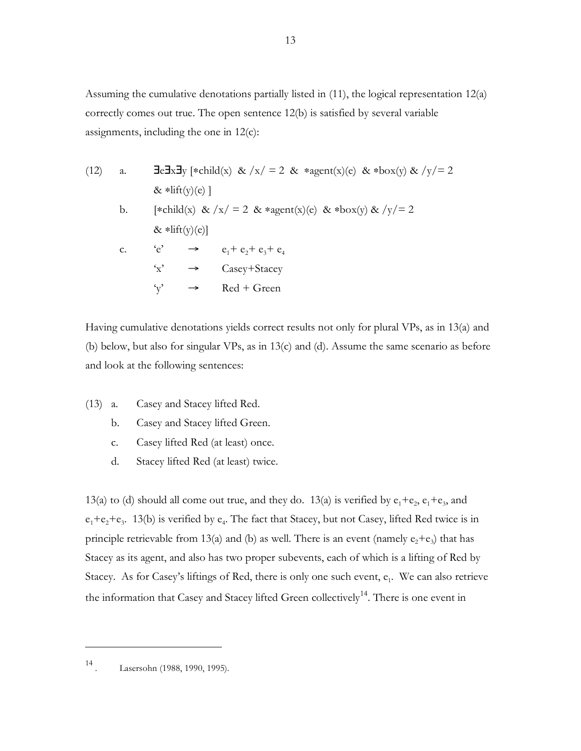Assuming the cumulative denotations partially listed in (11), the logical representation 12(a) correctly comes out true. The open sentence 12(b) is satisfied by several variable assignments, including the one in 12(c):

(12) a. $\exists e \exists x \exists y$ [$*$child(x) & /x/ = 2 & $*$agent(x)(e) & $*$box(y) & /y/= 2 & $*$lift(y)(e) ]

b. [$*$child(x) & /x/ = 2 & $*$agent(x)(e) & $*$box(y) & /y/= 2 & $*$lift(y)(e)]

c. 'e' $\rightarrow$ $e_1 + e_2 + e_3 + e_4$

'x' $\rightarrow$ Casey+Stacey

'y' $\rightarrow$ Red + Green

Having cumulative denotations yields correct results not only for plural VPs, as in 13(a) and (b) below, but also for singular VPs, as in 13(c) and (d). Assume the same scenario as before and look at the following sentences:

(13) a. Casey and Stacey lifted Red.

b. Casey and Stacey lifted Green.

c. Casey lifted Red (at least) once.

d. Stacey lifted Red (at least) twice.

13(a) to (d) should all come out true, and they do. 13(a) is verified by $e_1+e_2$, $e_1+e_3$, and $e_1+e_2+e_3$. 13(b) is verified by $e_4$. The fact that Stacey, but not Casey, lifted Red twice is in principle retrievable from 13(a) and (b) as well. There is an event (namely $e_2+e_3$) that has Stacey as its agent, and also has two proper subevents, each of which is a lifting of Red by Stacey. As for Casey's liftings of Red, there is only one such event, $e_1$. We can also retrieve the information that Casey and Stacey lifted Green collectively[14]. There is one event in

---

[14]. Lasersohn (1988, 1990, 1995).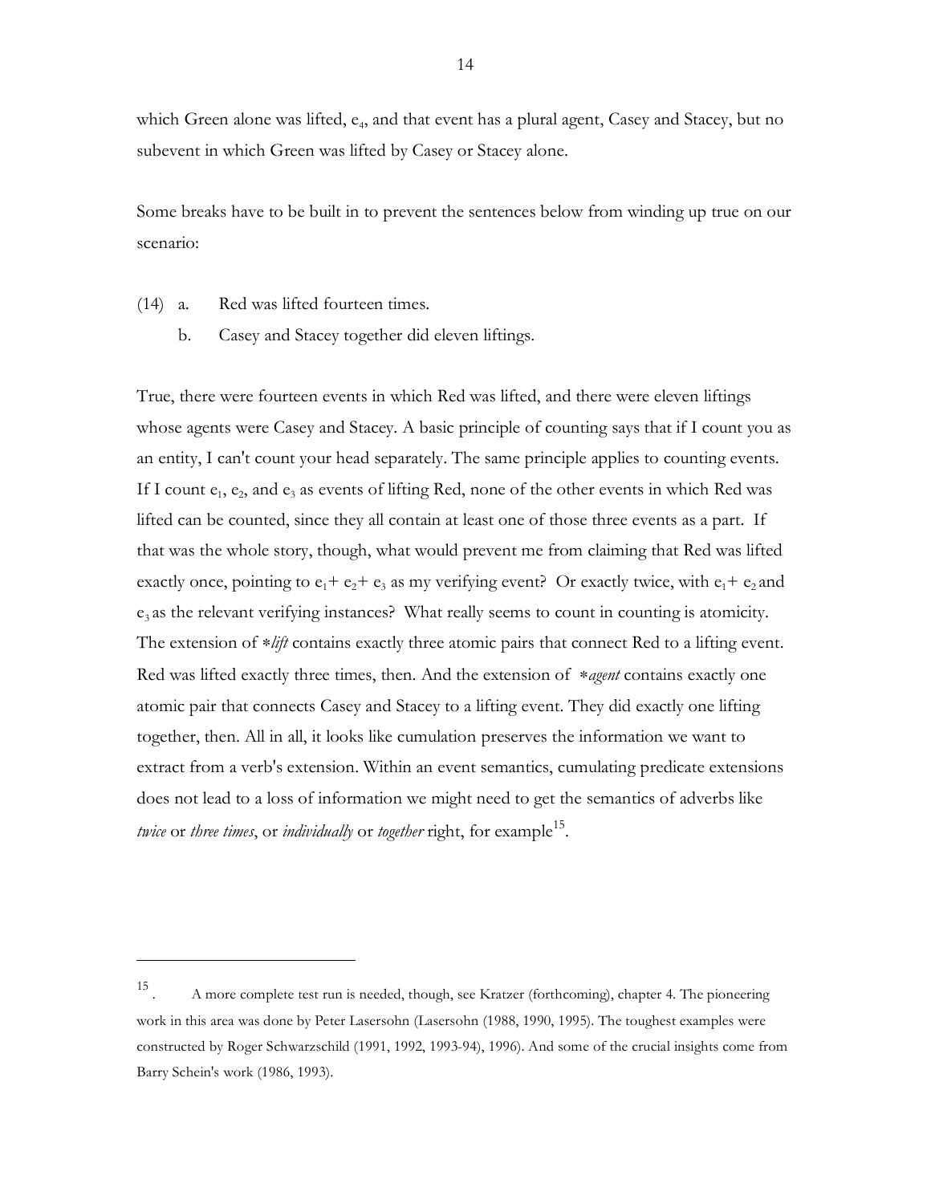which Green alone was lifted, $e_4$, and that event has a plural agent, Casey and Stacey, but no subevent in which Green was lifted by Casey or Stacey alone.

Some breaks have to be built in to prevent the sentences below from winding up true on our scenario:

(14) a. Red was lifted fourteen times.

b. Casey and Stacey together did eleven liftings.

True, there were fourteen events in which Red was lifted, and there were eleven liftings whose agents were Casey and Stacey. A basic principle of counting says that if I count you as an entity, I can't count your head separately. The same principle applies to counting events. If I count $e_1$, $e_2$, and $e_3$ as events of lifting Red, none of the other events in which Red was lifted can be counted, since they all contain at least one of those three events as a part. If that was the whole story, though, what would prevent me from claiming that Red was lifted exactly once, pointing to $e_1 + e_2 + e_3$ as my verifying event? Or exactly twice, with $e_1 + e_2$ and $e_3$ as the relevant verifying instances? What really seems to count in counting is atomicity. The extension of *\*lift* contains exactly three atomic pairs that connect Red to a lifting event. Red was lifted exactly three times, then. And the extension of *\*agent* contains exactly one atomic pair that connects Casey and Stacey to a lifting event. They did exactly one lifting together, then. All in all, it looks like cumulation preserves the information we want to extract from a verb's extension. Within an event semantics, cumulating predicate extensions does not lead to a loss of information we might need to get the semantics of adverbs like *twice* or *three times*, or *individually* or *together* right, for example[15].

---

[15]. A more complete test run is needed, though, see Kratzer (forthcoming), chapter 4. The pioneering work in this area was done by Peter Lasersohn (Lasersohn (1988, 1990, 1995). The toughest examples were constructed by Roger Schwarzschild (1991, 1992, 1993-94), 1996). And some of the crucial insights come from Barry Schein's work (1986, 1993).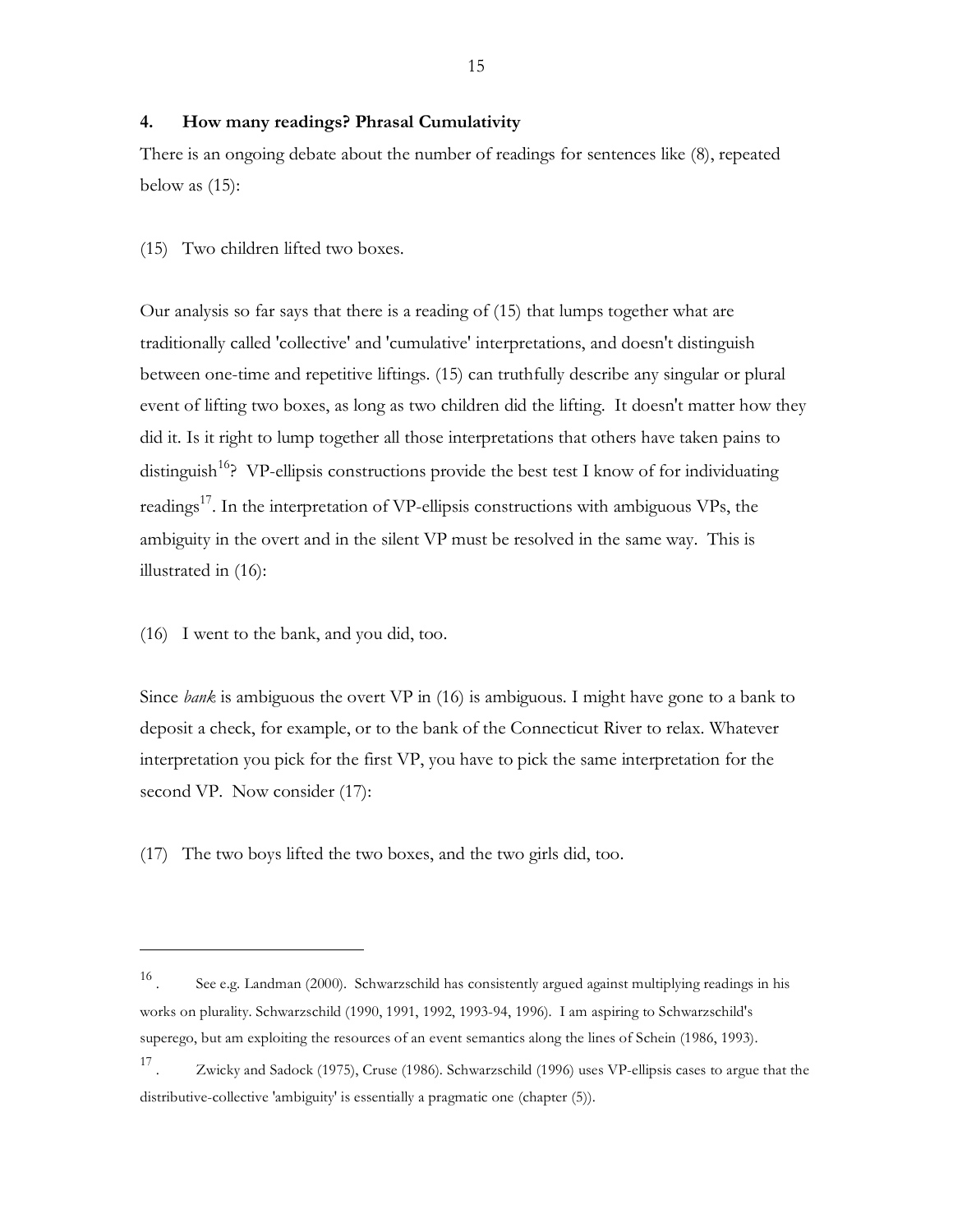## 4. How many readings? Phrasal Cumulativity

There is an ongoing debate about the number of readings for sentences like (8), repeated below as (15):

(15) Two children lifted two boxes.

Our analysis so far says that there is a reading of (15) that lumps together what are traditionally called 'collective' and 'cumulative' interpretations, and doesn't distinguish between one-time and repetitive liftings. (15) can truthfully describe any singular or plural event of lifting two boxes, as long as two children did the lifting. It doesn't matter how they did it. Is it right to lump together all those interpretations that others have taken pains to distinguish[16]? VP-ellipsis constructions provide the best test I know of for individuating readings[17]. In the interpretation of VP-ellipsis constructions with ambiguous VPs, the ambiguity in the overt and in the silent VP must be resolved in the same way. This is illustrated in (16):

(16) I went to the bank, and you did, too.

Since *bank* is ambiguous the overt VP in (16) is ambiguous. I might have gone to a bank to deposit a check, for example, or to the bank of the Connecticut River to relax. Whatever interpretation you pick for the first VP, you have to pick the same interpretation for the second VP. Now consider (17):

(17) The two boys lifted the two boxes, and the two girls did, too.

---

[16]. See e.g. Landman (2000). Schwarzschild has consistently argued against multiplying readings in his works on plurality. Schwarzschild (1990, 1991, 1992, 1993-94, 1996). I am aspiring to Schwarzschild's superego, but am exploiting the resources of an event semantics along the lines of Schein (1986, 1993).

[17]. Zwicky and Sadock (1975), Cruse (1986). Schwarzschild (1996) uses VP-ellipsis cases to argue that the distributive-collective 'ambiguity' is essentially a pragmatic one (chapter (5)).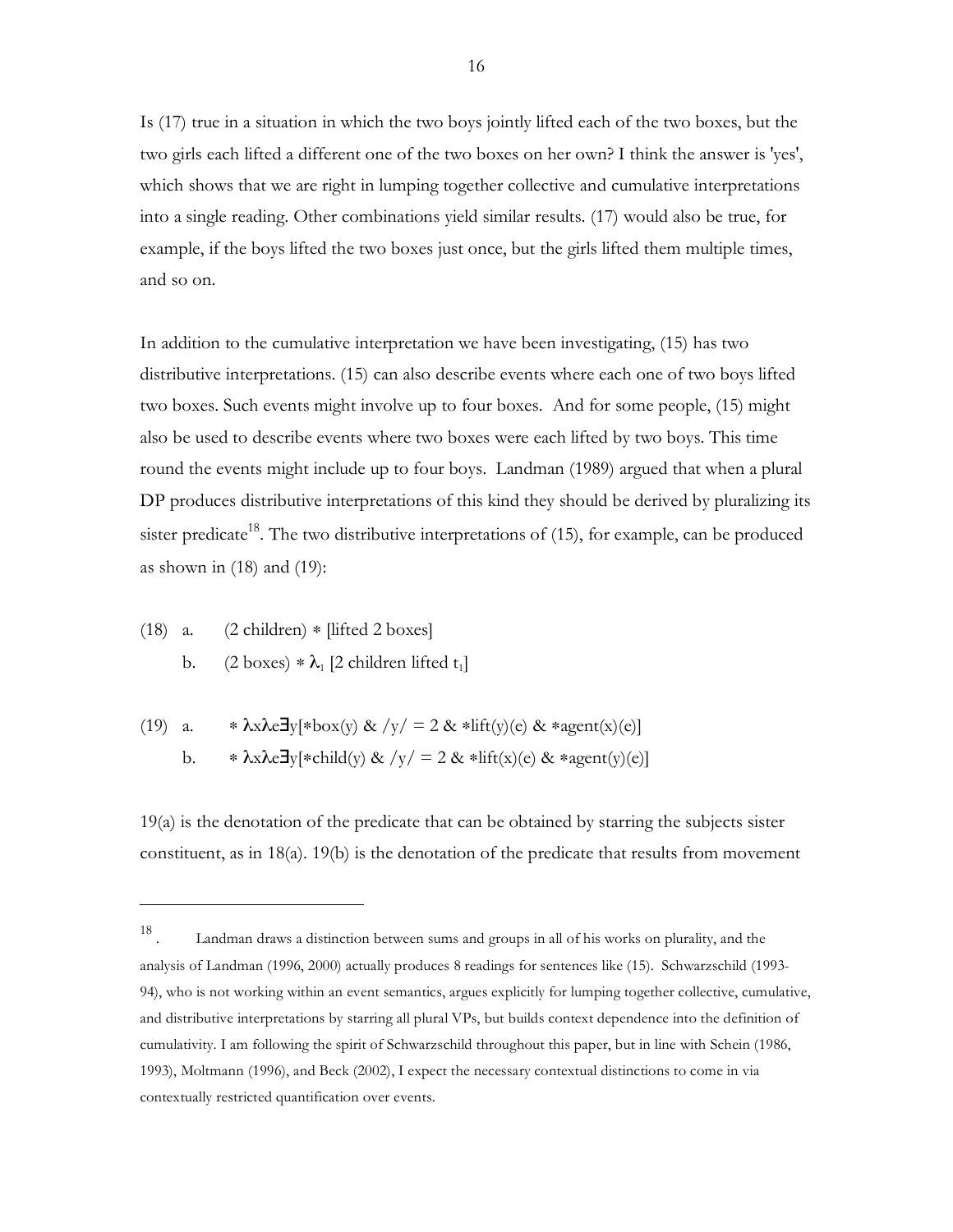Is (17) true in a situation in which the two boys jointly lifted each of the two boxes, but the two girls each lifted a different one of the two boxes on her own? I think the answer is 'yes', which shows that we are right in lumping together collective and cumulative interpretations into a single reading. Other combinations yield similar results. (17) would also be true, for example, if the boys lifted the two boxes just once, but the girls lifted them multiple times, and so on.

In addition to the cumulative interpretation we have been investigating, (15) has two distributive interpretations. (15) can also describe events where each one of two boys lifted two boxes. Such events might involve up to four boxes. And for some people, (15) might also be used to describe events where two boxes were each lifted by two boys. This time round the events might include up to four boys. Landman (1989) argued that when a plural DP produces distributive interpretations of this kind they should be derived by pluralizing its sister predicate[18]. The two distributive interpretations of (15), for example, can be produced as shown in (18) and (19):

(18) a. (2 children) $*$ [lifted 2 boxes]

b. (2 boxes) $* \lambda_1$ [2 children lifted $t_1$]

(19) a. $* \lambda x \lambda e \exists y[*\text{box}(y) \ \& \ /y/ = 2 \ \& \ *\text{lift}(y)(e) \ \& \ *\text{agent}(x)(e)]$

b. $* \lambda x \lambda e \exists y[*\text{child}(y) \ \& \ /y/ = 2 \ \& \ *\text{lift}(x)(e) \ \& \ *\text{agent}(y)(e)]$

19(a) is the denotation of the predicate that can be obtained by starring the subjects sister constituent, as in 18(a). 19(b) is the denotation of the predicate that results from movement

---

[18]. Landman draws a distinction between sums and groups in all of his works on plurality, and the analysis of Landman (1996, 2000) actually produces 8 readings for sentences like (15). Schwarzschild (1993-94), who is not working within an event semantics, argues explicitly for lumping together collective, cumulative, and distributive interpretations by starring all plural VPs, but builds context dependence into the definition of cumulativity. I am following the spirit of Schwarzschild throughout this paper, but in line with Schein (1986, 1993), Moltmann (1996), and Beck (2002), I expect the necessary contextual distinctions to come in via contextually restricted quantification over events.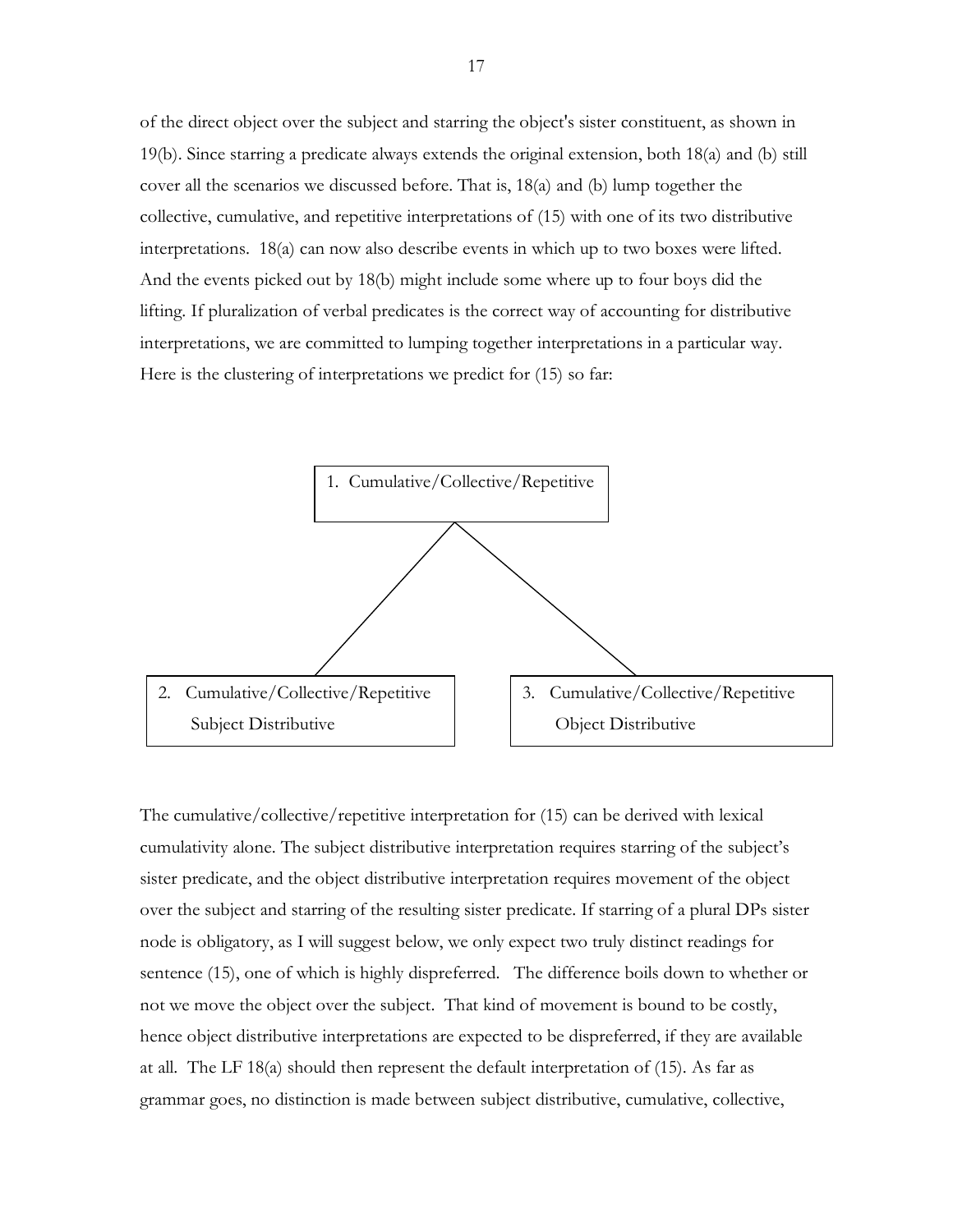of the direct object over the subject and starring the object's sister constituent, as shown in 19(b). Since starring a predicate always extends the original extension, both 18(a) and (b) still cover all the scenarios we discussed before. That is, 18(a) and (b) lump together the collective, cumulative, and repetitive interpretations of (15) with one of its two distributive interpretations. 18(a) can now also describe events in which up to two boxes were lifted. And the events picked out by 18(b) might include some where up to four boys did the lifting. If pluralization of verbal predicates is the correct way of accounting for distributive interpretations, we are committed to lumping together interpretations in a particular way. Here is the clustering of interpretations we predict for (15) so far:

1. Cumulative/Collective/Repetitive

2. Cumulative/Collective/Repetitive
   Subject Distributive

3. Cumulative/Collective/Repetitive
   Object Distributive

The cumulative/collective/repetitive interpretation for (15) can be derived with lexical cumulativity alone. The subject distributive interpretation requires starring of the subject's sister predicate, and the object distributive interpretation requires movement of the object over the subject and starring of the resulting sister predicate. If starring of a plural DPs sister node is obligatory, as I will suggest below, we only expect two truly distinct readings for sentence (15), one of which is highly dispreferred. The difference boils down to whether or not we move the object over the subject. That kind of movement is bound to be costly, hence object distributive interpretations are expected to be dispreferred, if they are available at all. The LF 18(a) should then represent the default interpretation of (15). As far as grammar goes, no distinction is made between subject distributive, cumulative, collective,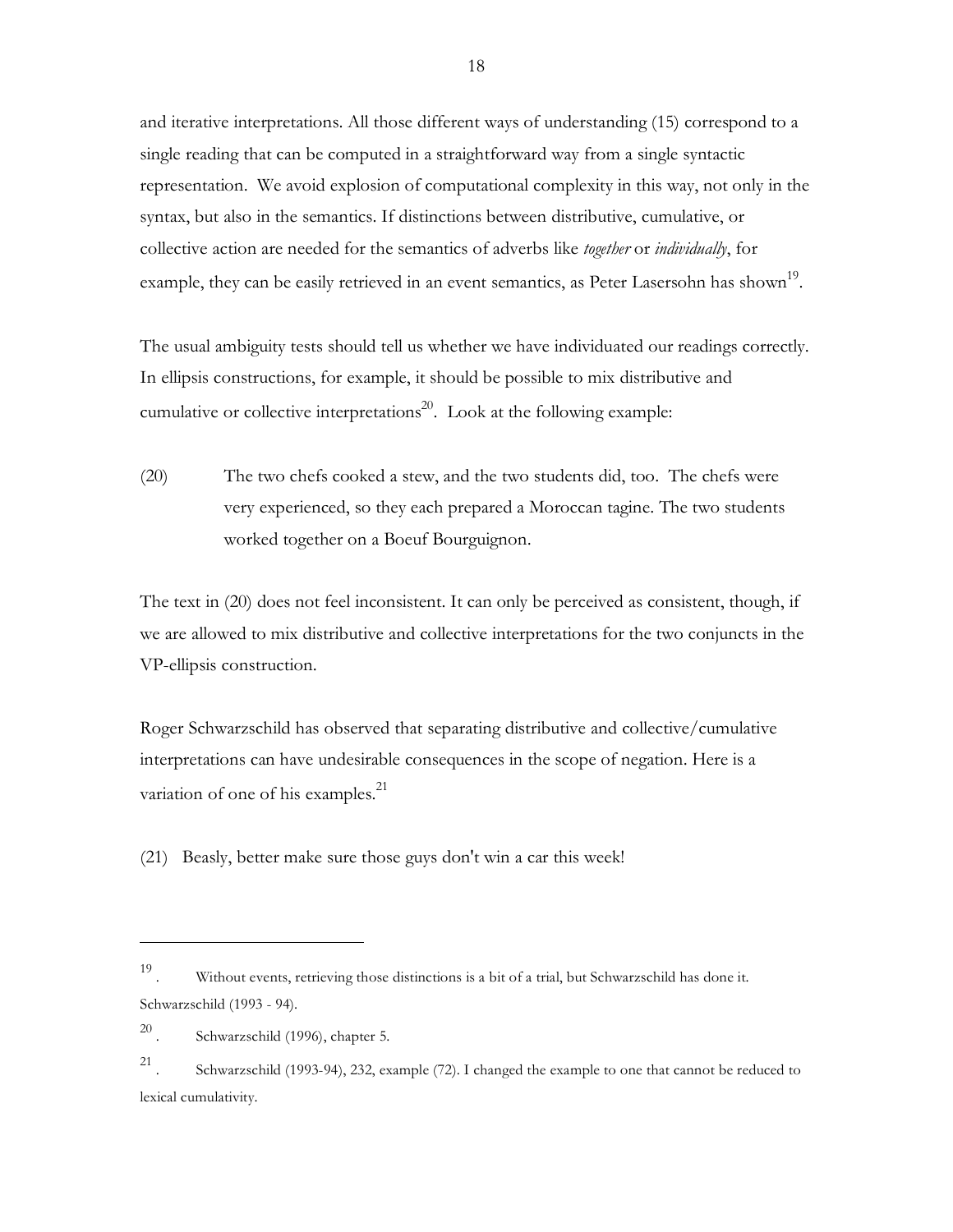and iterative interpretations. All those different ways of understanding (15) correspond to a single reading that can be computed in a straightforward way from a single syntactic representation. We avoid explosion of computational complexity in this way, not only in the syntax, but also in the semantics. If distinctions between distributive, cumulative, or collective action are needed for the semantics of adverbs like *together* or *individually*, for example, they can be easily retrieved in an event semantics, as Peter Lasersohn has shown[19].

The usual ambiguity tests should tell us whether we have individuated our readings correctly. In ellipsis constructions, for example, it should be possible to mix distributive and cumulative or collective interpretations[20]. Look at the following example:

(20) The two chefs cooked a stew, and the two students did, too. The chefs were very experienced, so they each prepared a Moroccan tagine. The two students worked together on a Boeuf Bourguignon.

The text in (20) does not feel inconsistent. It can only be perceived as consistent, though, if we are allowed to mix distributive and collective interpretations for the two conjuncts in the VP-ellipsis construction.

Roger Schwarzschild has observed that separating distributive and collective/cumulative interpretations can have undesirable consequences in the scope of negation. Here is a variation of one of his examples.[21]

(21) Beasly, better make sure those guys don't win a car this week!

---

[19]. Without events, retrieving those distinctions is a bit of a trial, but Schwarzschild has done it. Schwarzschild (1993 - 94).

[20]. Schwarzschild (1996), chapter 5.

[21]. Schwarzschild (1993-94), 232, example (72). I changed the example to one that cannot be reduced to lexical cumulativity.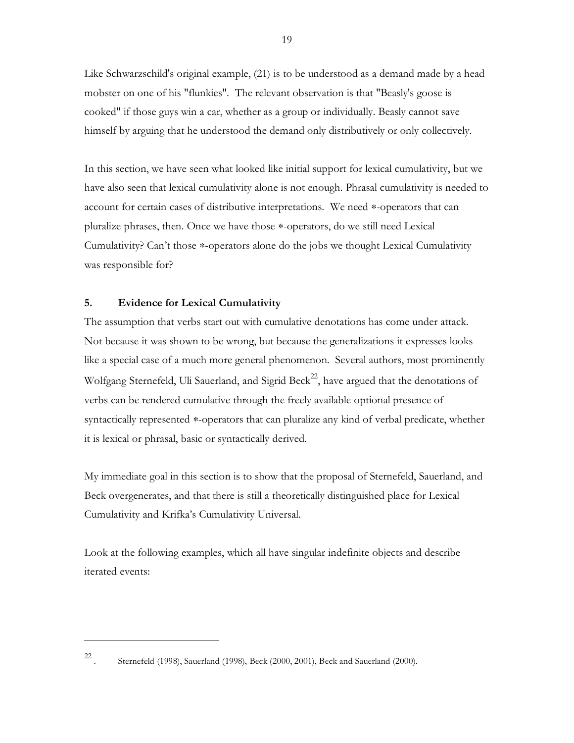Like Schwarzschild's original example, (21) is to be understood as a demand made by a head mobster on one of his "flunkies". The relevant observation is that "Beasly's goose is cooked" if those guys win a car, whether as a group or individually. Beasly cannot save himself by arguing that he understood the demand only distributively or only collectively.

In this section, we have seen what looked like initial support for lexical cumulativity, but we have also seen that lexical cumulativity alone is not enough. Phrasal cumulativity is needed to account for certain cases of distributive interpretations. We need ∗-operators that can pluralize phrases, then. Once we have those ∗-operators, do we still need Lexical Cumulativity? Can't those ∗-operators alone do the jobs we thought Lexical Cumulativity was responsible for?

## 5. Evidence for Lexical Cumulativity

The assumption that verbs start out with cumulative denotations has come under attack. Not because it was shown to be wrong, but because the generalizations it expresses looks like a special case of a much more general phenomenon. Several authors, most prominently Wolfgang Sternefeld, Uli Sauerland, and Sigrid Beck[22], have argued that the denotations of verbs can be rendered cumulative through the freely available optional presence of syntactically represented ∗-operators that can pluralize any kind of verbal predicate, whether it is lexical or phrasal, basic or syntactically derived.

My immediate goal in this section is to show that the proposal of Sternefeld, Sauerland, and Beck overgenerates, and that there is still a theoretically distinguished place for Lexical Cumulativity and Krifka's Cumulativity Universal.

Look at the following examples, which all have singular indefinite objects and describe iterated events:

---

[22]. Sternefeld (1998), Sauerland (1998), Beck (2000, 2001), Beck and Sauerland (2000).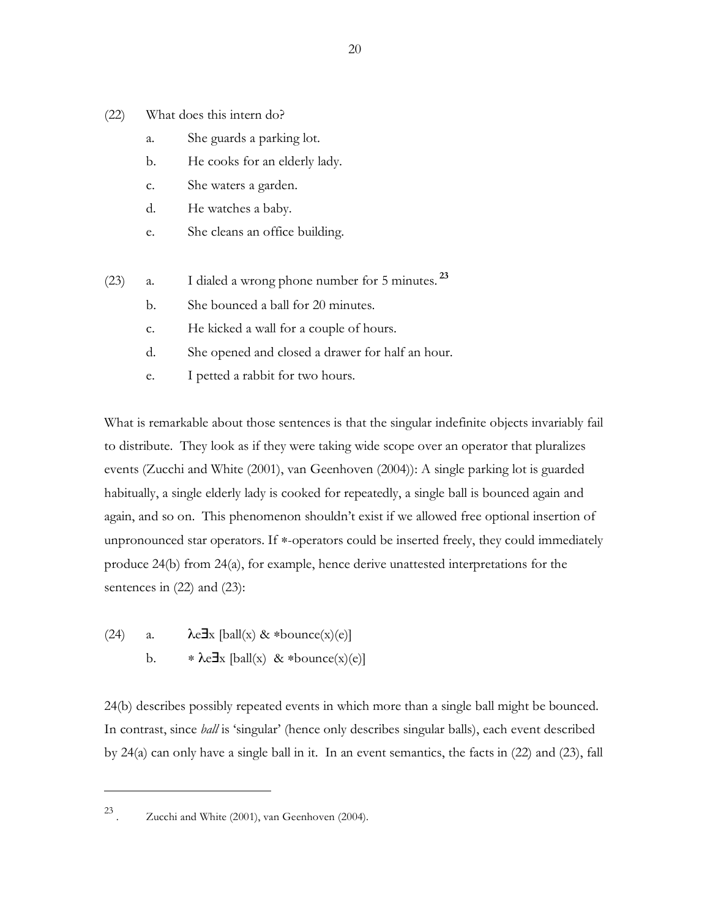(22) What does this intern do?

a. She guards a parking lot.

b. He cooks for an elderly lady.

c. She waters a garden.

d. He watches a baby.

e. She cleans an office building.

(23) a. I dialed a wrong phone number for 5 minutes.[23]

b. She bounced a ball for 20 minutes.

c. He kicked a wall for a couple of hours.

d. She opened and closed a drawer for half an hour.

e. I petted a rabbit for two hours.

What is remarkable about those sentences is that the singular indefinite objects invariably fail to distribute. They look as if they were taking wide scope over an operator that pluralizes events (Zucchi and White (2001), van Geenhoven (2004)): A single parking lot is guarded habitually, a single elderly lady is cooked for repeatedly, a single ball is bounced again and again, and so on. This phenomenon shouldn't exist if we allowed free optional insertion of unpronounced star operators. If ∗-operators could be inserted freely, they could immediately produce 24(b) from 24(a), for example, hence derive unattested interpretations for the sentences in (22) and (23):

(24) a. $\lambda e \exists x\, [\text{ball}(x)\ \&\ {*}\text{bounce}(x)(e)]$

b. $* \lambda e \exists x\, [\text{ball}(x)\ \&\ {*}\text{bounce}(x)(e)]$

24(b) describes possibly repeated events in which more than a single ball might be bounced. In contrast, since *ball* is 'singular' (hence only describes singular balls), each event described by 24(a) can only have a single ball in it. In an event semantics, the facts in (22) and (23), fall

---

[23]. Zucchi and White (2001), van Geenhoven (2004).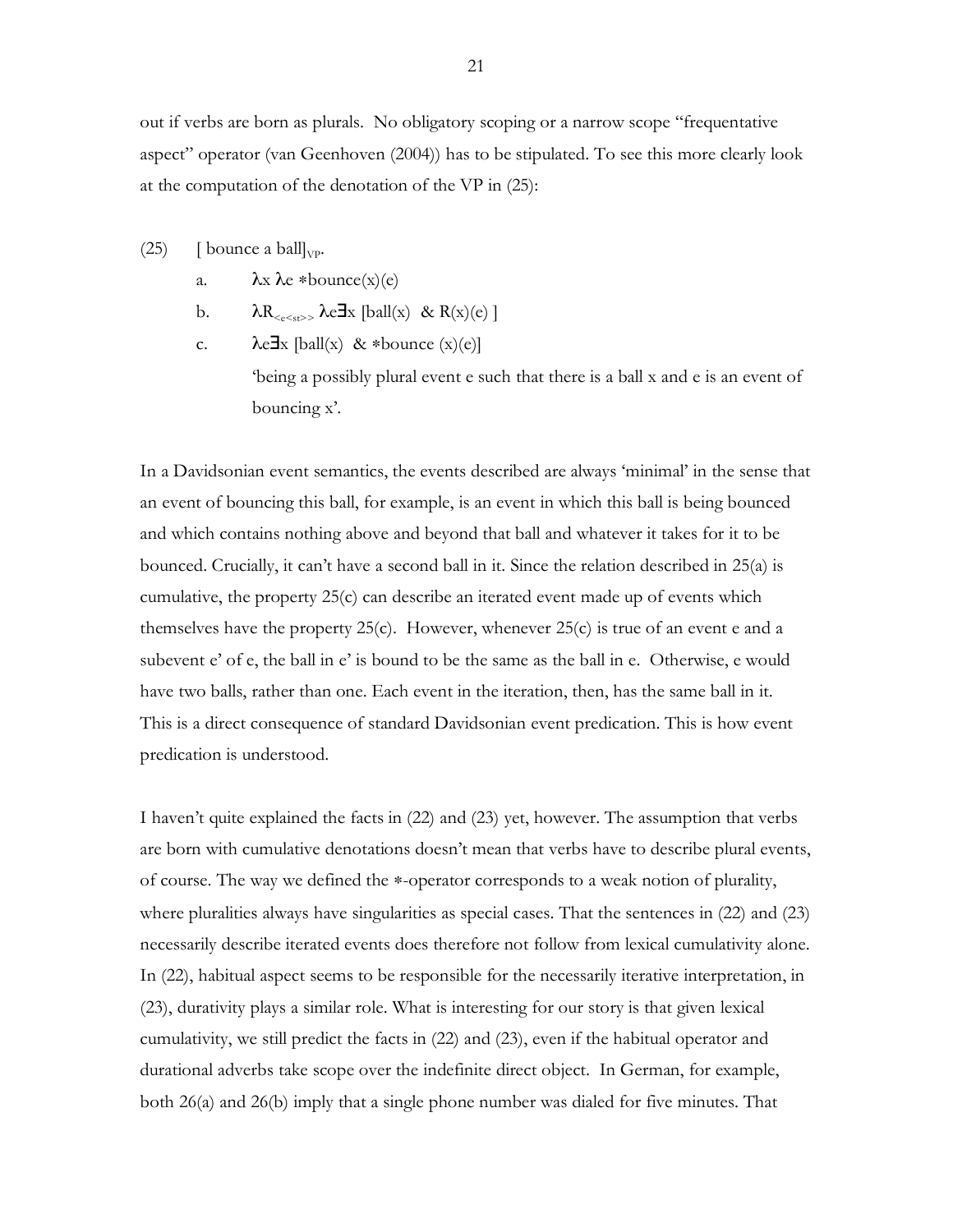out if verbs are born as plurals. No obligatory scoping or a narrow scope "frequentative aspect" operator (van Geenhoven (2004)) has to be stipulated. To see this more clearly look at the computation of the denotation of the VP in (25):

(25) [ bounce a ball]$_{VP}$.

a. $\lambda x\, \lambda e\, {*}\text{bounce}(x)(e)$

b. $\lambda R_{<e<st>>}\, \lambda e \exists x\, [\text{ball}(x)\ \&\ R(x)(e)\ ]$

c. $\lambda e \exists x\, [\text{ball}(x)\ \&\ {*}\text{bounce}\ (x)(e)]$

'being a possibly plural event e such that there is a ball x and e is an event of bouncing x'.

In a Davidsonian event semantics, the events described are always 'minimal' in the sense that an event of bouncing this ball, for example, is an event in which this ball is being bounced and which contains nothing above and beyond that ball and whatever it takes for it to be bounced. Crucially, it can't have a second ball in it. Since the relation described in 25(a) is cumulative, the property 25(c) can describe an iterated event made up of events which themselves have the property 25(c). However, whenever 25(c) is true of an event e and a subevent e' of e, the ball in e' is bound to be the same as the ball in e. Otherwise, e would have two balls, rather than one. Each event in the iteration, then, has the same ball in it. This is a direct consequence of standard Davidsonian event predication. This is how event predication is understood.

I haven't quite explained the facts in (22) and (23) yet, however. The assumption that verbs are born with cumulative denotations doesn't mean that verbs have to describe plural events, of course. The way we defined the *-operator corresponds to a weak notion of plurality, where pluralities always have singularities as special cases. That the sentences in (22) and (23) necessarily describe iterated events does therefore not follow from lexical cumulativity alone. In (22), habitual aspect seems to be responsible for the necessarily iterative interpretation, in (23), durativity plays a similar role. What is interesting for our story is that given lexical cumulativity, we still predict the facts in (22) and (23), even if the habitual operator and durational adverbs take scope over the indefinite direct object. In German, for example, both 26(a) and 26(b) imply that a single phone number was dialed for five minutes. That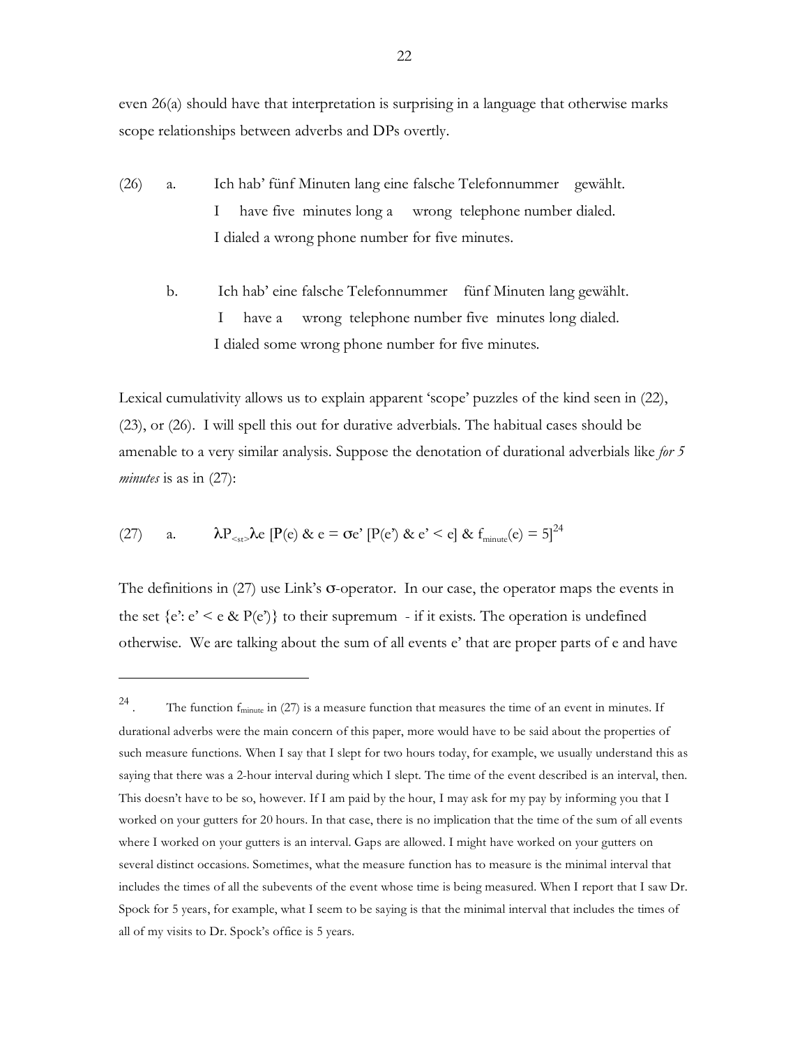even 26(a) should have that interpretation is surprising in a language that otherwise marks scope relationships between adverbs and DPs overtly.

(26) a. Ich hab' fünf Minuten lang eine falsche Telefonnummer gewählt.
I have five minutes long a wrong telephone number dialed.
I dialed a wrong phone number for five minutes.

b. Ich hab' eine falsche Telefonnummer fünf Minuten lang gewählt.
I have a wrong telephone number five minutes long dialed.
I dialed some wrong phone number for five minutes.

Lexical cumulativity allows us to explain apparent 'scope' puzzles of the kind seen in (22), (23), or (26). I will spell this out for durative adverbials. The habitual cases should be amenable to a very similar analysis. Suppose the denotation of durational adverbials like *for 5 minutes* is as in (27):

(27) a. $\lambda P_{<st>} \lambda e\ [P(e)\ \&\ e = \sigma e'\ [P(e')\ \&\ e' < e]\ \&\ f_{minute}(e) = 5]$[24]

The definitions in (27) use Link's σ-operator. In our case, the operator maps the events in the set $\{e': e' < e\ \&\ P(e')\}$ to their supremum - if it exists. The operation is undefined otherwise. We are talking about the sum of all events e' that are proper parts of e and have

---

[24]. The function $f_{minute}$ in (27) is a measure function that measures the time of an event in minutes. If durational adverbs were the main concern of this paper, more would have to be said about the properties of such measure functions. When I say that I slept for two hours today, for example, we usually understand this as saying that there was a 2-hour interval during which I slept. The time of the event described is an interval, then. This doesn't have to be so, however. If I am paid by the hour, I may ask for my pay by informing you that I worked on your gutters for 20 hours. In that case, there is no implication that the time of the sum of all events where I worked on your gutters is an interval. Gaps are allowed. I might have worked on your gutters on several distinct occasions. Sometimes, what the measure function has to measure is the minimal interval that includes the times of all the subevents of the event whose time is being measured. When I report that I saw Dr. Spock for 5 years, for example, what I seem to be saying is that the minimal interval that includes the times of all of my visits to Dr. Spock's office is 5 years.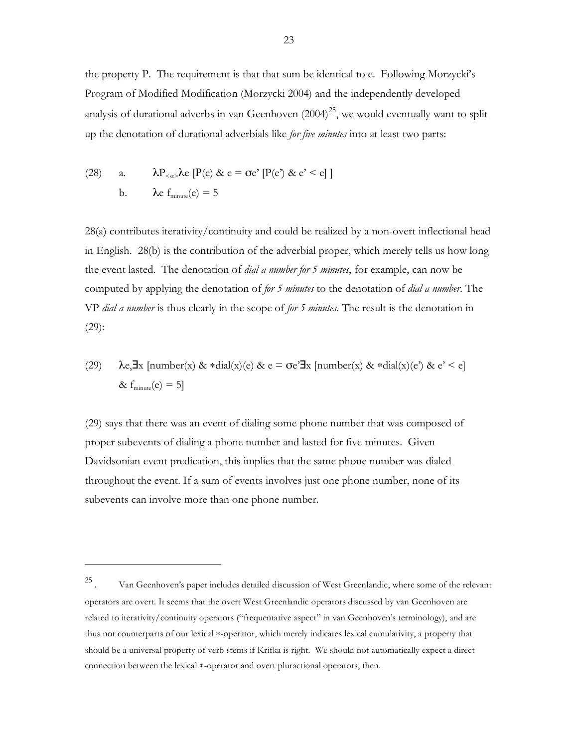the property P. The requirement is that that sum be identical to e. Following Morzycki's Program of Modified Modification (Morzycki 2004) and the independently developed analysis of durational adverbs in van Geenhoven (2004)[25], we would eventually want to split up the denotation of durational adverbials like *for five minutes* into at least two parts:

(28) a. $\lambda P_{<st>} \lambda e \, [P(e) \, \& \, e = \sigma e' \, [P(e') \, \& \, e' < e] \,]$

b. $\lambda e \; f_{minute}(e) = 5$

28(a) contributes iterativity/continuity and could be realized by a non-overt inflectional head in English. 28(b) is the contribution of the adverbial proper, which merely tells us how long the event lasted. The denotation of *dial a number for 5 minutes*, for example, can now be computed by applying the denotation of *for 5 minutes* to the denotation of *dial a number*. The VP *dial a number* is thus clearly in the scope of *for 5 minutes*. The result is the denotation in (29):

(29) $\lambda e_s \exists x \, [\text{number}(x) \, \& \, {*}\text{dial}(x)(e) \, \& \, e = \sigma e' \exists x \, [\text{number}(x) \, \& \, {*}\text{dial}(x)(e') \, \& \, e' < e]$
$\& \; f_{minute}(e) = 5]$

(29) says that there was an event of dialing some phone number that was composed of proper subevents of dialing a phone number and lasted for five minutes. Given Davidsonian event predication, this implies that the same phone number was dialed throughout the event. If a sum of events involves just one phone number, none of its subevents can involve more than one phone number.

---

[25]. Van Geenhoven's paper includes detailed discussion of West Greenlandic, where some of the relevant operators are overt. It seems that the overt West Greenlandic operators discussed by van Geenhoven are related to iterativity/continuity operators ("frequentative aspect" in van Geenhoven's terminology), and are thus not counterparts of our lexical ∗-operator, which merely indicates lexical cumulativity, a property that should be a universal property of verb stems if Krifka is right. We should not automatically expect a direct connection between the lexical ∗-operator and overt pluractional operators, then.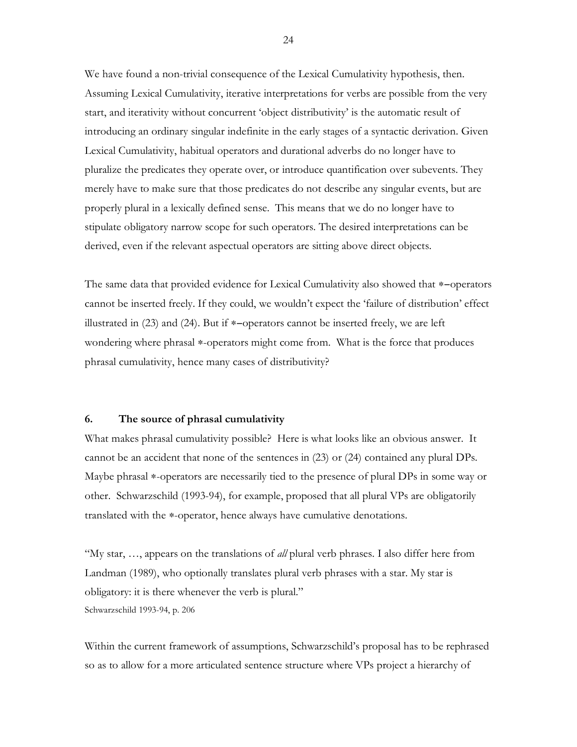We have found a non-trivial consequence of the Lexical Cumulativity hypothesis, then. Assuming Lexical Cumulativity, iterative interpretations for verbs are possible from the very start, and iterativity without concurrent 'object distributivity' is the automatic result of introducing an ordinary singular indefinite in the early stages of a syntactic derivation. Given Lexical Cumulativity, habitual operators and durational adverbs do no longer have to pluralize the predicates they operate over, or introduce quantification over subevents. They merely have to make sure that those predicates do not describe any singular events, but are properly plural in a lexically defined sense. This means that we do no longer have to stipulate obligatory narrow scope for such operators. The desired interpretations can be derived, even if the relevant aspectual operators are sitting above direct objects.

The same data that provided evidence for Lexical Cumulativity also showed that ∗–operators cannot be inserted freely. If they could, we wouldn't expect the 'failure of distribution' effect illustrated in (23) and (24). But if ∗–operators cannot be inserted freely, we are left wondering where phrasal ∗-operators might come from. What is the force that produces phrasal cumulativity, hence many cases of distributivity?

## 6. The source of phrasal cumulativity

What makes phrasal cumulativity possible? Here is what looks like an obvious answer. It cannot be an accident that none of the sentences in (23) or (24) contained any plural DPs. Maybe phrasal ∗-operators are necessarily tied to the presence of plural DPs in some way or other. Schwarzschild (1993-94), for example, proposed that all plural VPs are obligatorily translated with the ∗-operator, hence always have cumulative denotations.

"My star, …, appears on the translations of *all* plural verb phrases. I also differ here from Landman (1989), who optionally translates plural verb phrases with a star. My star is obligatory: it is there whenever the verb is plural."
Schwarzschild 1993-94, p. 206

Within the current framework of assumptions, Schwarzschild's proposal has to be rephrased so as to allow for a more articulated sentence structure where VPs project a hierarchy of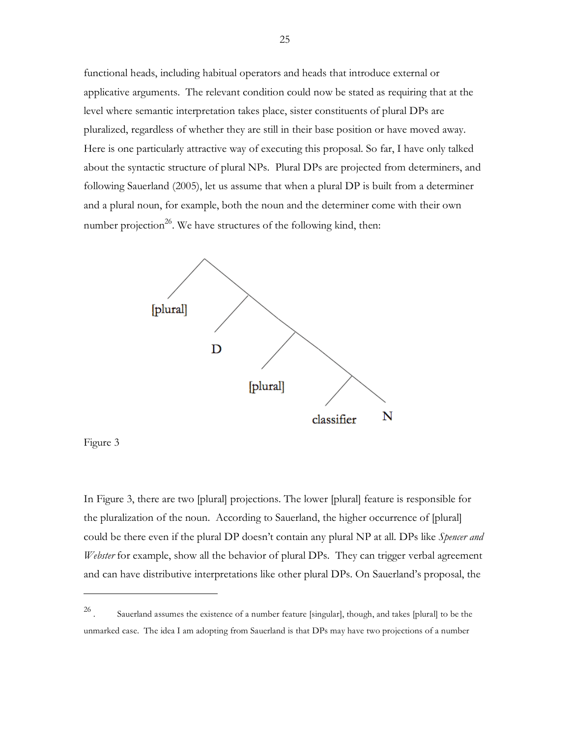functional heads, including habitual operators and heads that introduce external or applicative arguments. The relevant condition could now be stated as requiring that at the level where semantic interpretation takes place, sister constituents of plural DPs are pluralized, regardless of whether they are still in their base position or have moved away. Here is one particularly attractive way of executing this proposal. So far, I have only talked about the syntactic structure of plural NPs. Plural DPs are projected from determiners, and following Sauerland (2005), let us assume that when a plural DP is built from a determiner and a plural noun, for example, both the noun and the determiner come with their own number projection[26]. We have structures of the following kind, then:

[plural]

D

[plural]

classifier N

Figure 3

In Figure 3, there are two [plural] projections. The lower [plural] feature is responsible for the pluralization of the noun. According to Sauerland, the higher occurrence of [plural] could be there even if the plural DP doesn't contain any plural NP at all. DPs like *Spencer and Webster* for example, show all the behavior of plural DPs. They can trigger verbal agreement and can have distributive interpretations like other plural DPs. On Sauerland's proposal, the

---

[26]. Sauerland assumes the existence of a number feature [singular], though, and takes [plural] to be the unmarked case. The idea I am adopting from Sauerland is that DPs may have two projections of a number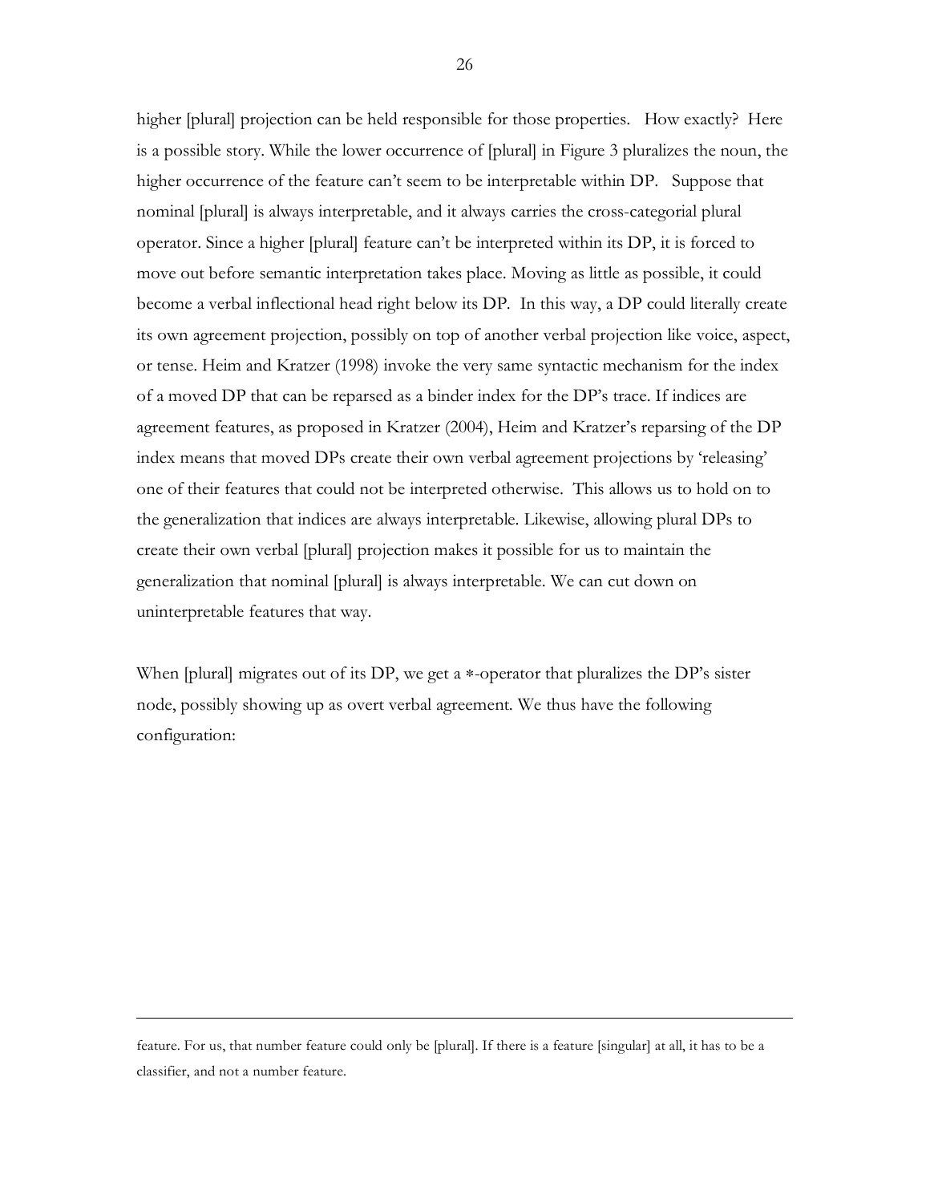higher [plural] projection can be held responsible for those properties. How exactly? Here is a possible story. While the lower occurrence of [plural] in Figure 3 pluralizes the noun, the higher occurrence of the feature can't seem to be interpretable within DP. Suppose that nominal [plural] is always interpretable, and it always carries the cross-categorial plural operator. Since a higher [plural] feature can't be interpreted within its DP, it is forced to move out before semantic interpretation takes place. Moving as little as possible, it could become a verbal inflectional head right below its DP. In this way, a DP could literally create its own agreement projection, possibly on top of another verbal projection like voice, aspect, or tense. Heim and Kratzer (1998) invoke the very same syntactic mechanism for the index of a moved DP that can be reparsed as a binder index for the DP's trace. If indices are agreement features, as proposed in Kratzer (2004), Heim and Kratzer's reparsing of the DP index means that moved DPs create their own verbal agreement projections by 'releasing' one of their features that could not be interpreted otherwise. This allows us to hold on to the generalization that indices are always interpretable. Likewise, allowing plural DPs to create their own verbal [plural] projection makes it possible for us to maintain the generalization that nominal [plural] is always interpretable. We can cut down on uninterpretable features that way.

When [plural] migrates out of its DP, we get a $*$-operator that pluralizes the DP's sister node, possibly showing up as overt verbal agreement. We thus have the following configuration:

---

feature. For us, that number feature could only be [plural]. If there is a feature [singular] at all, it has to be a classifier, and not a number feature.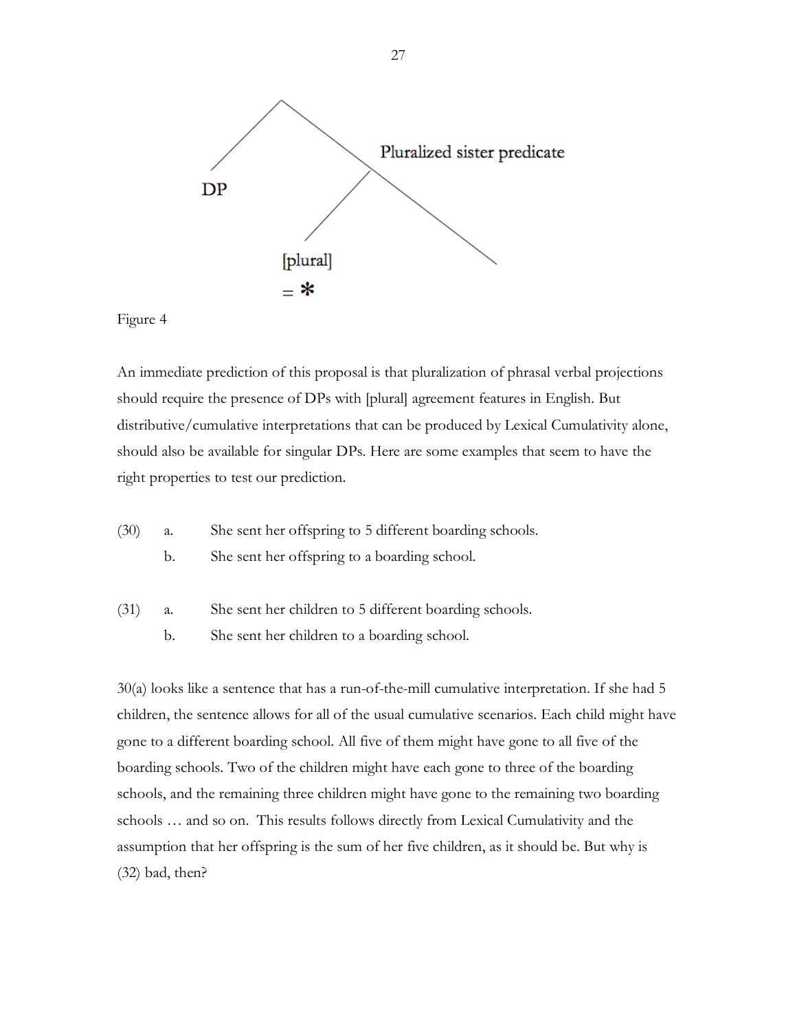DP

Pluralized sister predicate

[plural]
= *

Figure 4

An immediate prediction of this proposal is that pluralization of phrasal verbal projections should require the presence of DPs with [plural] agreement features in English. But distributive/cumulative interpretations that can be produced by Lexical Cumulativity alone, should also be available for singular DPs. Here are some examples that seem to have the right properties to test our prediction.

(30) a. She sent her offspring to 5 different boarding schools.

b. She sent her offspring to a boarding school.

(31) a. She sent her children to 5 different boarding schools.

b. She sent her children to a boarding school.

30(a) looks like a sentence that has a run-of-the-mill cumulative interpretation. If she had 5 children, the sentence allows for all of the usual cumulative scenarios. Each child might have gone to a different boarding school. All five of them might have gone to all five of the boarding schools. Two of the children might have each gone to three of the boarding schools, and the remaining three children might have gone to the remaining two boarding schools … and so on. This results follows directly from Lexical Cumulativity and the assumption that her offspring is the sum of her five children, as it should be. But why is (32) bad, then?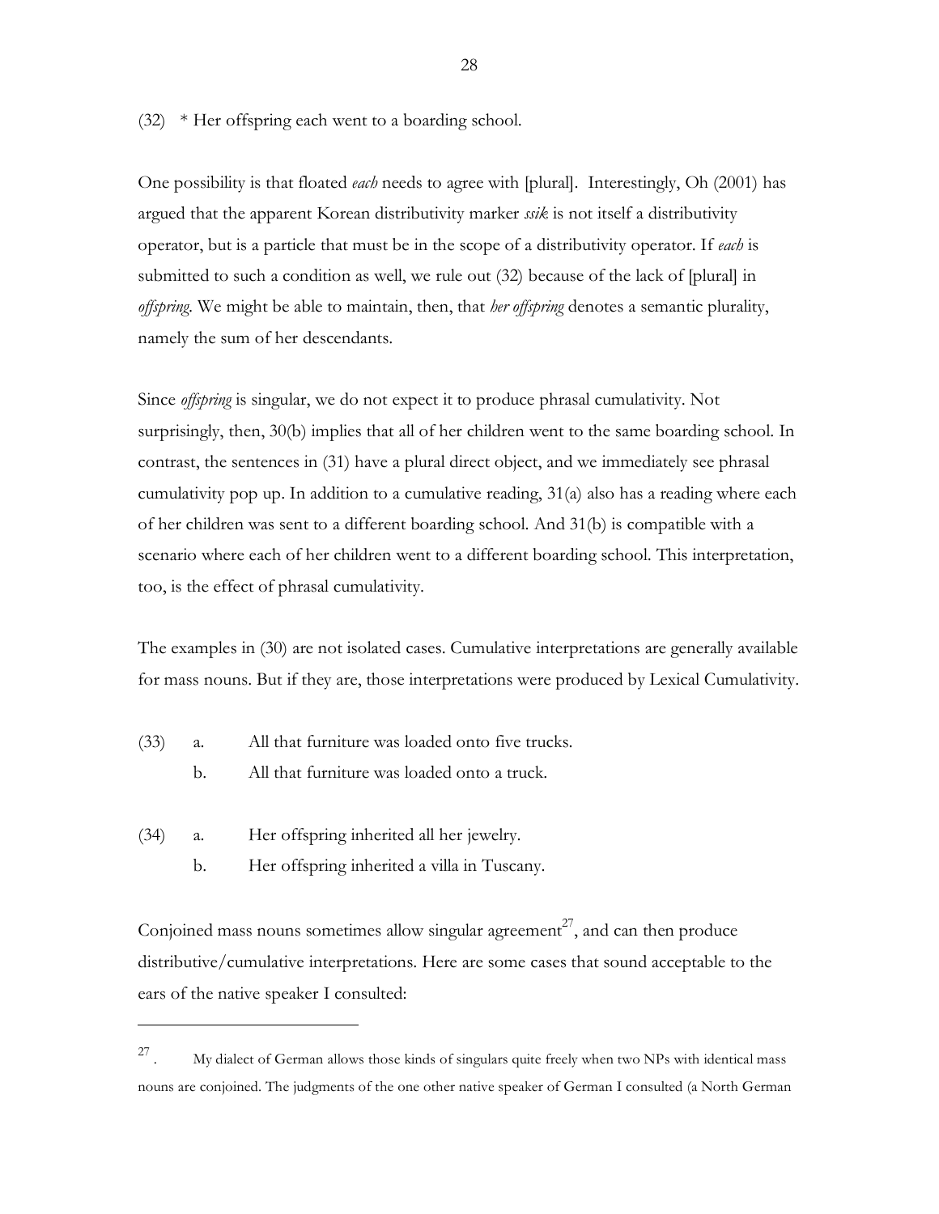(32) * Her offspring each went to a boarding school.

One possibility is that floated *each* needs to agree with [plural]. Interestingly, Oh (2001) has argued that the apparent Korean distributivity marker *ssik* is not itself a distributivity operator, but is a particle that must be in the scope of a distributivity operator. If *each* is submitted to such a condition as well, we rule out (32) because of the lack of [plural] in *offspring*. We might be able to maintain, then, that *her offspring* denotes a semantic plurality, namely the sum of her descendants.

Since *offspring* is singular, we do not expect it to produce phrasal cumulativity. Not surprisingly, then, 30(b) implies that all of her children went to the same boarding school. In contrast, the sentences in (31) have a plural direct object, and we immediately see phrasal cumulativity pop up. In addition to a cumulative reading, 31(a) also has a reading where each of her children was sent to a different boarding school. And 31(b) is compatible with a scenario where each of her children went to a different boarding school. This interpretation, too, is the effect of phrasal cumulativity.

The examples in (30) are not isolated cases. Cumulative interpretations are generally available for mass nouns. But if they are, those interpretations were produced by Lexical Cumulativity.

(33) a. All that furniture was loaded onto five trucks.
     b. All that furniture was loaded onto a truck.

(34) a. Her offspring inherited all her jewelry.
     b. Her offspring inherited a villa in Tuscany.

Conjoined mass nouns sometimes allow singular agreement[27], and can then produce distributive/cumulative interpretations. Here are some cases that sound acceptable to the ears of the native speaker I consulted:

---

[27]. My dialect of German allows those kinds of singulars quite freely when two NPs with identical mass nouns are conjoined. The judgments of the one other native speaker of German I consulted (a North German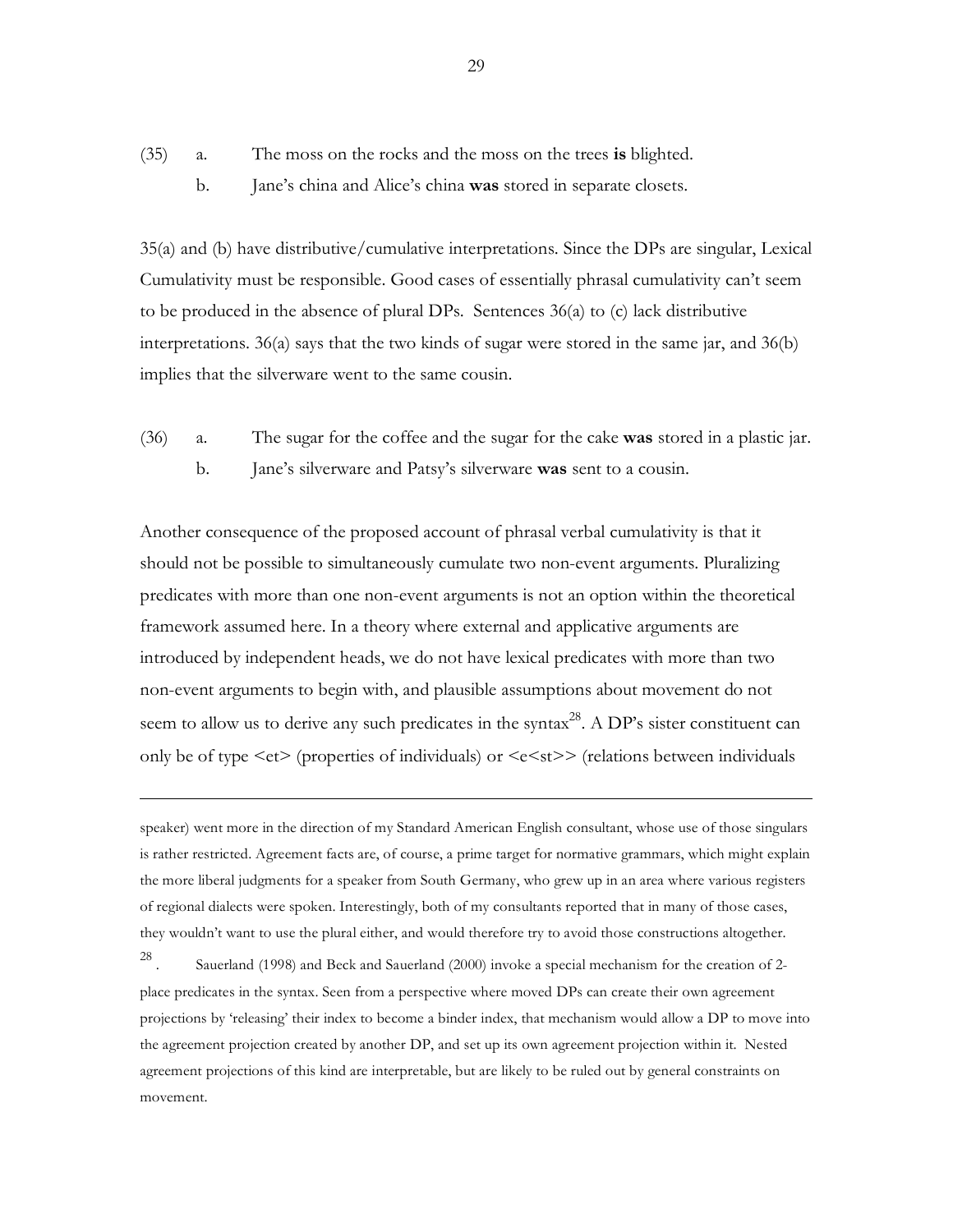(35) a. The moss on the rocks and the moss on the trees **is** blighted.

b. Jane's china and Alice's china **was** stored in separate closets.

35(a) and (b) have distributive/cumulative interpretations. Since the DPs are singular, Lexical Cumulativity must be responsible. Good cases of essentially phrasal cumulativity can't seem to be produced in the absence of plural DPs. Sentences 36(a) to (c) lack distributive interpretations. 36(a) says that the two kinds of sugar were stored in the same jar, and 36(b) implies that the silverware went to the same cousin.

(36) a. The sugar for the coffee and the sugar for the cake **was** stored in a plastic jar.

b. Jane's silverware and Patsy's silverware **was** sent to a cousin.

Another consequence of the proposed account of phrasal verbal cumulativity is that it should not be possible to simultaneously cumulate two non-event arguments. Pluralizing predicates with more than one non-event arguments is not an option within the theoretical framework assumed here. In a theory where external and applicative arguments are introduced by independent heads, we do not have lexical predicates with more than two non-event arguments to begin with, and plausible assumptions about movement do not seem to allow us to derive any such predicates in the syntax[28]. A DP's sister constituent can only be of type <et> (properties of individuals) or <e<st>> (relations between individuals

---

speaker) went more in the direction of my Standard American English consultant, whose use of those singulars is rather restricted. Agreement facts are, of course, a prime target for normative grammars, which might explain the more liberal judgments for a speaker from South Germany, who grew up in an area where various registers of regional dialects were spoken. Interestingly, both of my consultants reported that in many of those cases, they wouldn't want to use the plural either, and would therefore try to avoid those constructions altogether.

[28]. Sauerland (1998) and Beck and Sauerland (2000) invoke a special mechanism for the creation of 2-place predicates in the syntax. Seen from a perspective where moved DPs can create their own agreement projections by 'releasing' their index to become a binder index, that mechanism would allow a DP to move into the agreement projection created by another DP, and set up its own agreement projection within it. Nested agreement projections of this kind are interpretable, but are likely to be ruled out by general constraints on movement.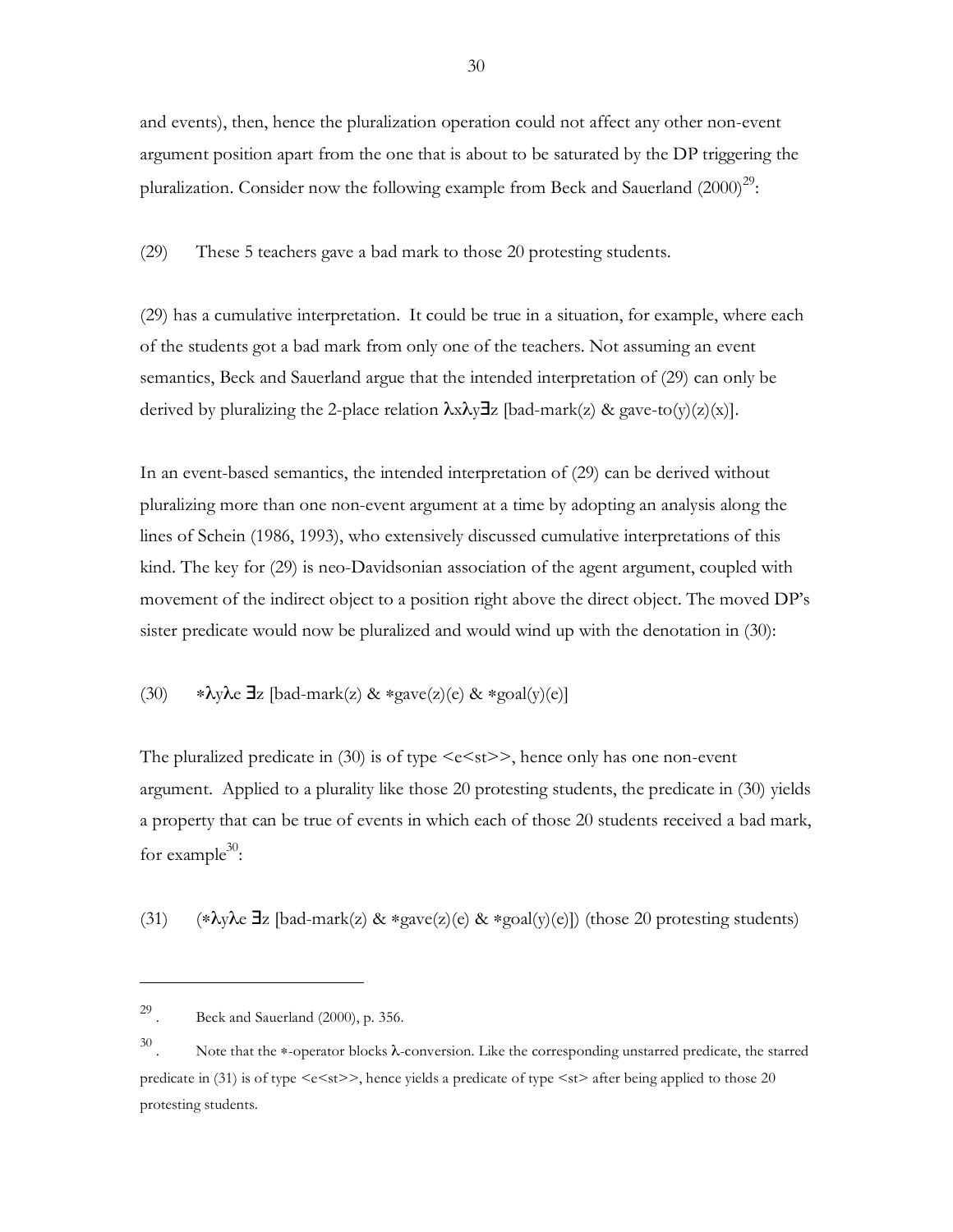and events), then, hence the pluralization operation could not affect any other non-event argument position apart from the one that is about to be saturated by the DP triggering the pluralization. Consider now the following example from Beck and Sauerland (2000)[29]:

(29) These 5 teachers gave a bad mark to those 20 protesting students.

(29) has a cumulative interpretation. It could be true in a situation, for example, where each of the students got a bad mark from only one of the teachers. Not assuming an event semantics, Beck and Sauerland argue that the intended interpretation of (29) can only be derived by pluralizing the 2-place relation $\lambda x \lambda y \exists z$ [bad-mark(z) & gave-to(y)(z)(x)].

In an event-based semantics, the intended interpretation of (29) can be derived without pluralizing more than one non-event argument at a time by adopting an analysis along the lines of Schein (1986, 1993), who extensively discussed cumulative interpretations of this kind. The key for (29) is neo-Davidsonian association of the agent argument, coupled with movement of the indirect object to a position right above the direct object. The moved DP's sister predicate would now be pluralized and would wind up with the denotation in (30):

(30) $*\lambda y \lambda e\ \exists z$ [bad-mark(z) & $*$gave(z)(e) & $*$goal(y)(e)]

The pluralized predicate in (30) is of type <e<st>>, hence only has one non-event argument. Applied to a plurality like those 20 protesting students, the predicate in (30) yields a property that can be true of events in which each of those 20 students received a bad mark, for example[30]:

(31) ($*\lambda y \lambda e\ \exists z$ [bad-mark(z) & $*$gave(z)(e) & $*$goal(y)(e)]) (those 20 protesting students)

---

[29]. Beck and Sauerland (2000), p. 356.

[30]. Note that the $*$-operator blocks $\lambda$-conversion. Like the corresponding unstarred predicate, the starred predicate in (31) is of type <e<st>>, hence yields a predicate of type <st> after being applied to those 20 protesting students.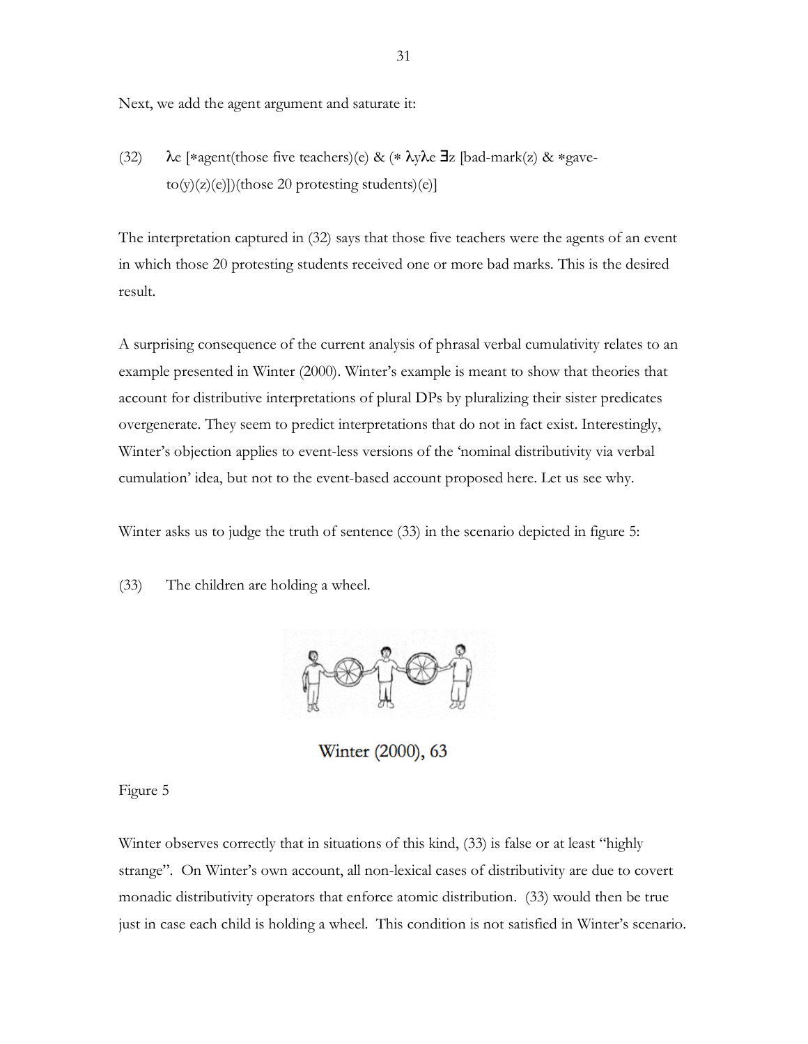Next, we add the agent argument and saturate it:

(32) $\lambda e$ [$*$agent(those five teachers)(e) & ($*$ $\lambda y \lambda e$ $\exists z$ [bad-mark(z) & $*$gave-to(y)(z)(e)])(those 20 protesting students)(e)]

The interpretation captured in (32) says that those five teachers were the agents of an event in which those 20 protesting students received one or more bad marks. This is the desired result.

A surprising consequence of the current analysis of phrasal verbal cumulativity relates to an example presented in Winter (2000). Winter's example is meant to show that theories that account for distributive interpretations of plural DPs by pluralizing their sister predicates overgenerate. They seem to predict interpretations that do not in fact exist. Interestingly, Winter's objection applies to event-less versions of the 'nominal distributivity via verbal cumulation' idea, but not to the event-based account proposed here. Let us see why.

Winter asks us to judge the truth of sentence (33) in the scenario depicted in figure 5:

(33) The children are holding a wheel.

Winter (2000), 63

Figure 5

Winter observes correctly that in situations of this kind, (33) is false or at least "highly strange". On Winter's own account, all non-lexical cases of distributivity are due to covert monadic distributivity operators that enforce atomic distribution. (33) would then be true just in case each child is holding a wheel. This condition is not satisfied in Winter's scenario.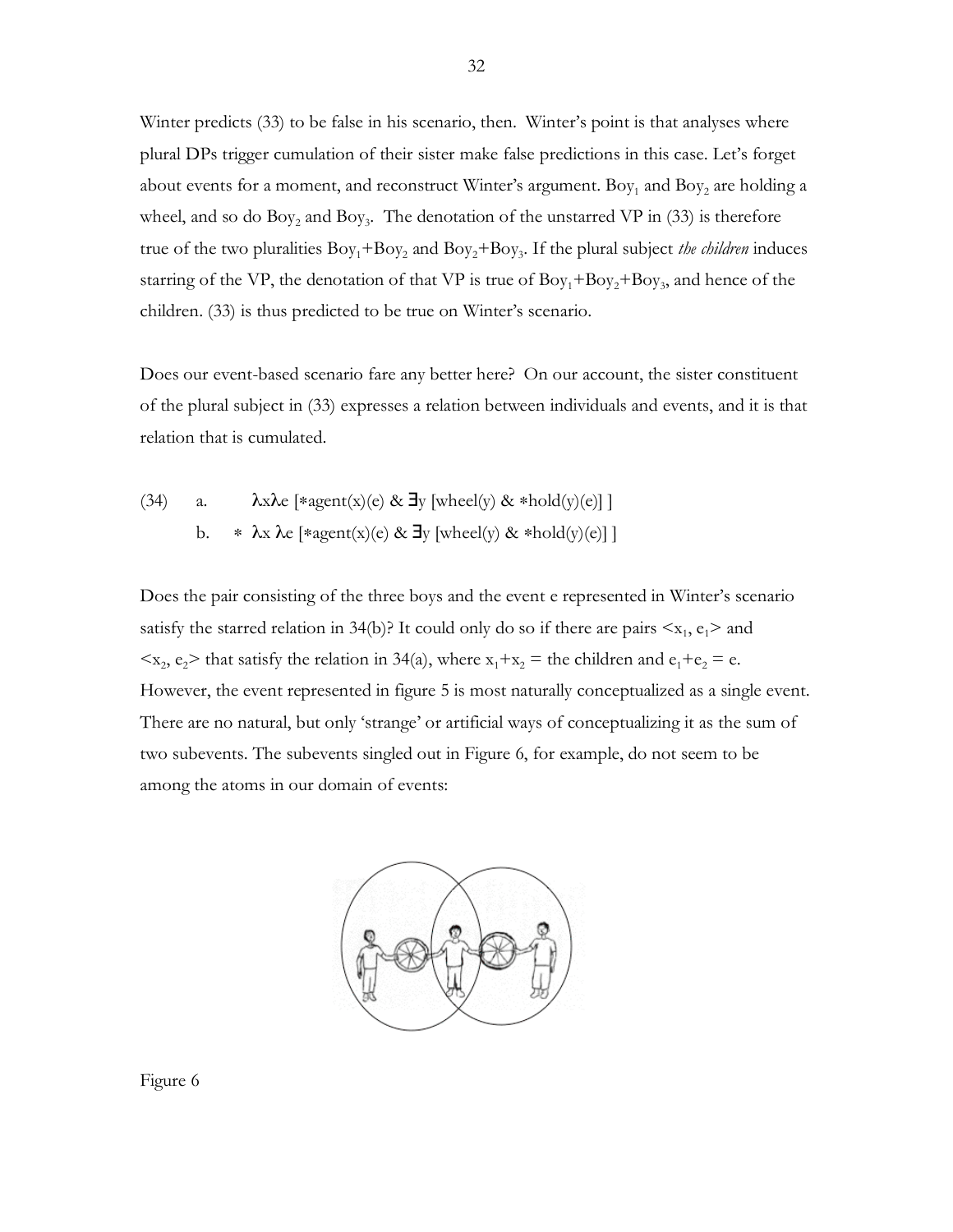Winter predicts (33) to be false in his scenario, then. Winter's point is that analyses where plural DPs trigger cumulation of their sister make false predictions in this case. Let's forget about events for a moment, and reconstruct Winter's argument. $Boy_1$ and $Boy_2$ are holding a wheel, and so do $Boy_2$ and $Boy_3$. The denotation of the unstarred VP in (33) is therefore true of the two pluralities $Boy_1+Boy_2$ and $Boy_2+Boy_3$. If the plural subject *the children* induces starring of the VP, the denotation of that VP is true of $Boy_1+Boy_2+Boy_3$, and hence of the children. (33) is thus predicted to be true on Winter's scenario.

Does our event-based scenario fare any better here? On our account, the sister constituent of the plural subject in (33) expresses a relation between individuals and events, and it is that relation that is cumulated.

(34) a. $\lambda x \lambda e\ [*agent(x)(e)\ \&\ \exists y\ [wheel(y)\ \&\ *hold(y)(e)]\ ]$

b. $*\ \lambda x\ \lambda e\ [*agent(x)(e)\ \&\ \exists y\ [wheel(y)\ \&\ *hold(y)(e)]\ ]$

Does the pair consisting of the three boys and the event e represented in Winter's scenario satisfy the starred relation in 34(b)? It could only do so if there are pairs $<x_1, e_1>$ and $<x_2, e_2>$ that satisfy the relation in 34(a), where $x_1+x_2$ = the children and $e_1+e_2 = e$. However, the event represented in figure 5 is most naturally conceptualized as a single event. There are no natural, but only 'strange' or artificial ways of conceptualizing it as the sum of two subevents. The subevents singled out in Figure 6, for example, do not seem to be among the atoms in our domain of events:

Figure 6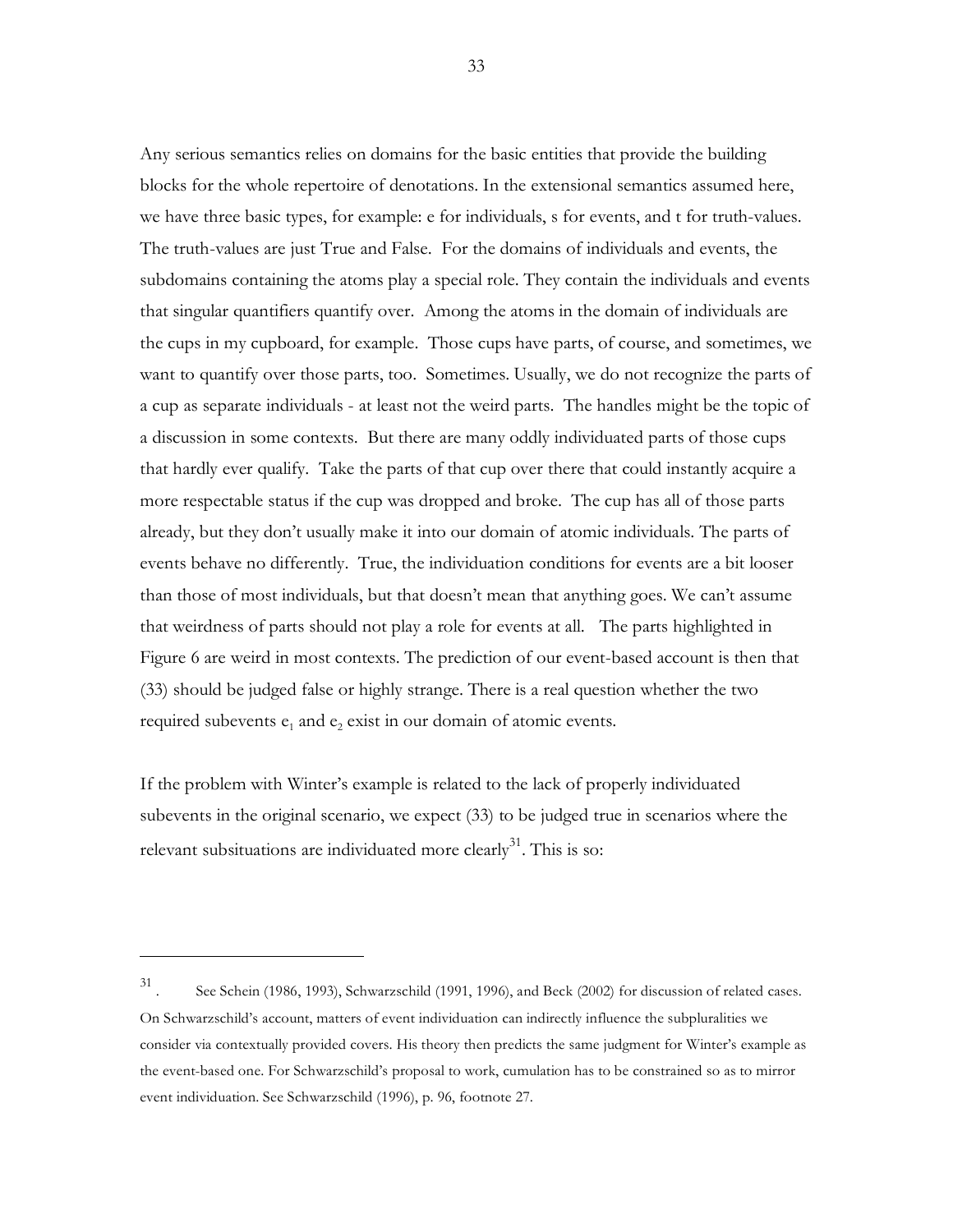Any serious semantics relies on domains for the basic entities that provide the building blocks for the whole repertoire of denotations. In the extensional semantics assumed here, we have three basic types, for example: e for individuals, s for events, and t for truth-values. The truth-values are just True and False. For the domains of individuals and events, the subdomains containing the atoms play a special role. They contain the individuals and events that singular quantifiers quantify over. Among the atoms in the domain of individuals are the cups in my cupboard, for example. Those cups have parts, of course, and sometimes, we want to quantify over those parts, too. Sometimes. Usually, we do not recognize the parts of a cup as separate individuals - at least not the weird parts. The handles might be the topic of a discussion in some contexts. But there are many oddly individuated parts of those cups that hardly ever qualify. Take the parts of that cup over there that could instantly acquire a more respectable status if the cup was dropped and broke. The cup has all of those parts already, but they don't usually make it into our domain of atomic individuals. The parts of events behave no differently. True, the individuation conditions for events are a bit looser than those of most individuals, but that doesn't mean that anything goes. We can't assume that weirdness of parts should not play a role for events at all. The parts highlighted in Figure 6 are weird in most contexts. The prediction of our event-based account is then that (33) should be judged false or highly strange. There is a real question whether the two required subevents $e_1$ and $e_2$ exist in our domain of atomic events.

If the problem with Winter's example is related to the lack of properly individuated subevents in the original scenario, we expect (33) to be judged true in scenarios where the relevant subsituations are individuated more clearly[31]. This is so:

---

[31]. See Schein (1986, 1993), Schwarzschild (1991, 1996), and Beck (2002) for discussion of related cases. On Schwarzschild's account, matters of event individuation can indirectly influence the subpluralities we consider via contextually provided covers. His theory then predicts the same judgment for Winter's example as the event-based one. For Schwarzschild's proposal to work, cumulation has to be constrained so as to mirror event individuation. See Schwarzschild (1996), p. 96, footnote 27.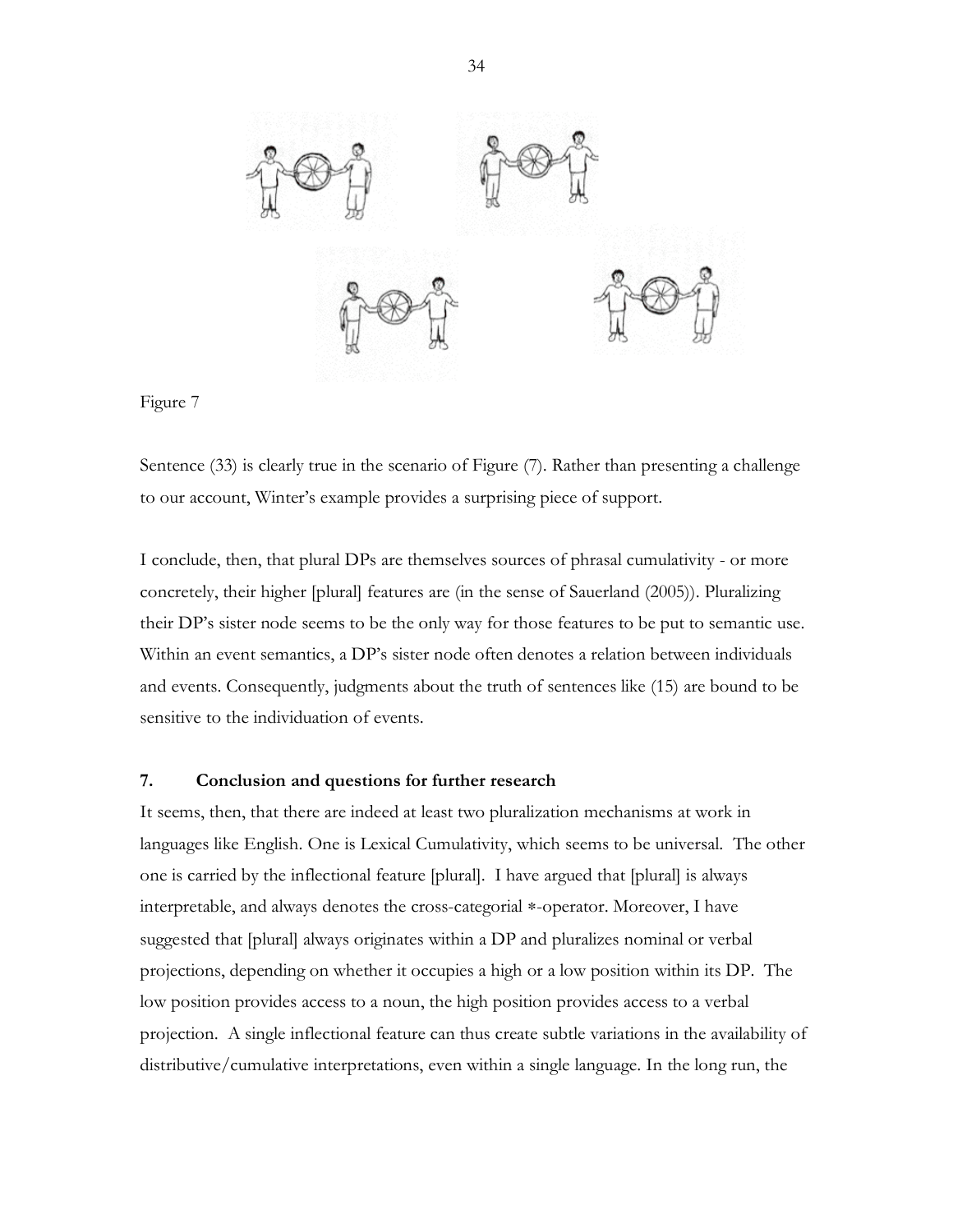Figure 7

Sentence (33) is clearly true in the scenario of Figure (7). Rather than presenting a challenge to our account, Winter's example provides a surprising piece of support.

I conclude, then, that plural DPs are themselves sources of phrasal cumulativity - or more concretely, their higher [plural] features are (in the sense of Sauerland (2005)). Pluralizing their DP's sister node seems to be the only way for those features to be put to semantic use. Within an event semantics, a DP's sister node often denotes a relation between individuals and events. Consequently, judgments about the truth of sentences like (15) are bound to be sensitive to the individuation of events.

## 7. Conclusion and questions for further research

It seems, then, that there are indeed at least two pluralization mechanisms at work in languages like English. One is Lexical Cumulativity, which seems to be universal. The other one is carried by the inflectional feature [plural]. I have argued that [plural] is always interpretable, and always denotes the cross-categorial $*$-operator. Moreover, I have suggested that [plural] always originates within a DP and pluralizes nominal or verbal projections, depending on whether it occupies a high or a low position within its DP. The low position provides access to a noun, the high position provides access to a verbal projection. A single inflectional feature can thus create subtle variations in the availability of distributive/cumulative interpretations, even within a single language. In the long run, the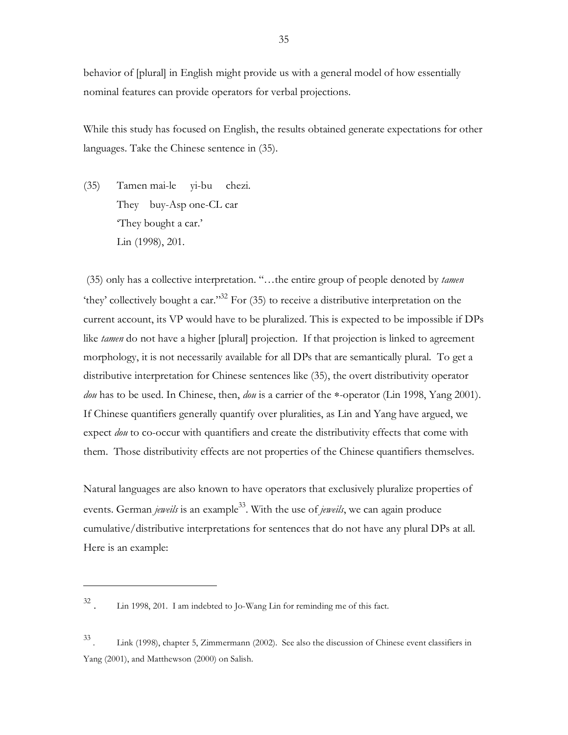behavior of [plural] in English might provide us with a general model of how essentially nominal features can provide operators for verbal projections.

While this study has focused on English, the results obtained generate expectations for other languages. Take the Chinese sentence in (35).

(35) Tamen mai-le yi-bu chezi.
 They buy-Asp one-CL car
 'They bought a car.'
 Lin (1998), 201.

(35) only has a collective interpretation. "…the entire group of people denoted by *tamen* 'they' collectively bought a car."[32] For (35) to receive a distributive interpretation on the current account, its VP would have to be pluralized. This is expected to be impossible if DPs like *tamen* do not have a higher [plural] projection. If that projection is linked to agreement morphology, it is not necessarily available for all DPs that are semantically plural. To get a distributive interpretation for Chinese sentences like (35), the overt distributivity operator *dou* has to be used. In Chinese, then, *dou* is a carrier of the ∗-operator (Lin 1998, Yang 2001). If Chinese quantifiers generally quantify over pluralities, as Lin and Yang have argued, we expect *dou* to co-occur with quantifiers and create the distributivity effects that come with them. Those distributivity effects are not properties of the Chinese quantifiers themselves.

Natural languages are also known to have operators that exclusively pluralize properties of events. German *jeweils* is an example[33]. With the use of *jeweils*, we can again produce cumulative/distributive interpretations for sentences that do not have any plural DPs at all. Here is an example:

---

[32]. Lin 1998, 201. I am indebted to Jo-Wang Lin for reminding me of this fact.

[33]. Link (1998), chapter 5, Zimmermann (2002). See also the discussion of Chinese event classifiers in Yang (2001), and Matthewson (2000) on Salish.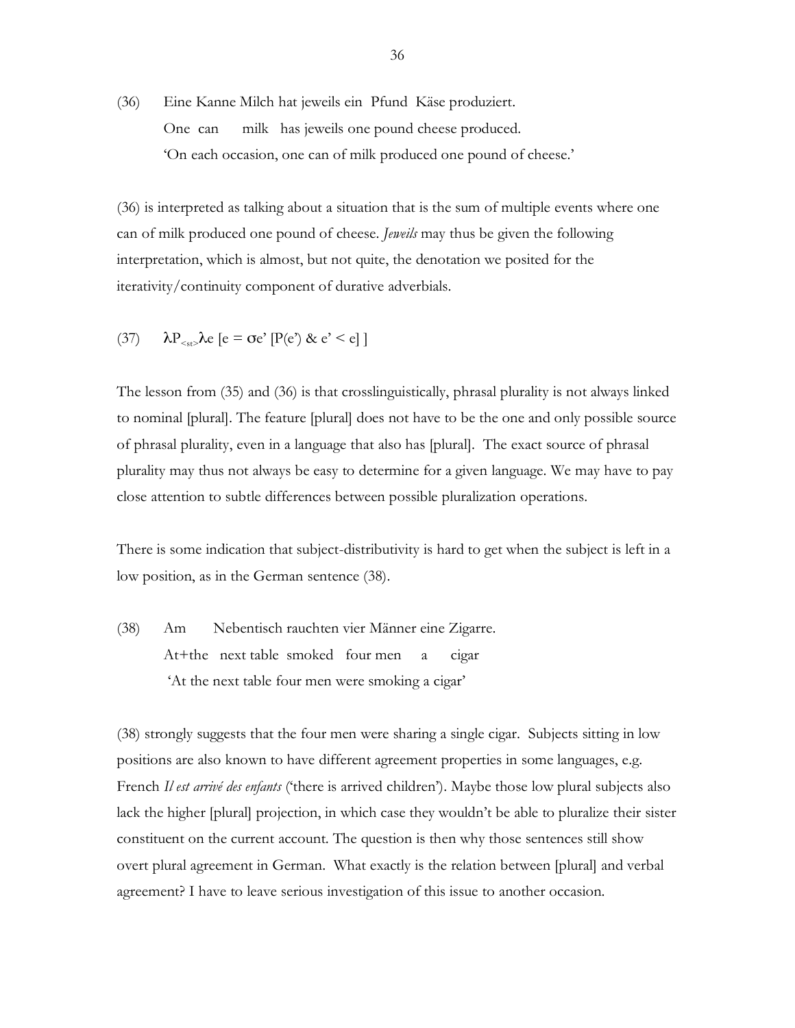(36) Eine Kanne Milch hat jeweils ein Pfund Käse produziert.
One can milk has jeweils one pound cheese produced.
'On each occasion, one can of milk produced one pound of cheese.'

(36) is interpreted as talking about a situation that is the sum of multiple events where one can of milk produced one pound of cheese. *Jeweils* may thus be given the following interpretation, which is almost, but not quite, the denotation we posited for the iterativity/continuity component of durative adverbials.

(37) $\lambda P_{<st>} \lambda e\ [e = \sigma e'\ [P(e')\ \&\ e' < e]\ ]$

The lesson from (35) and (36) is that crosslinguistically, phrasal plurality is not always linked to nominal [plural]. The feature [plural] does not have to be the one and only possible source of phrasal plurality, even in a language that also has [plural]. The exact source of phrasal plurality may thus not always be easy to determine for a given language. We may have to pay close attention to subtle differences between possible pluralization operations.

There is some indication that subject-distributivity is hard to get when the subject is left in a low position, as in the German sentence (38).

(38) Am Nebentisch rauchten vier Männer eine Zigarre.
At+the next table smoked four men a cigar
'At the next table four men were smoking a cigar'

(38) strongly suggests that the four men were sharing a single cigar. Subjects sitting in low positions are also known to have different agreement properties in some languages, e.g. French *Il est arrivé des enfants* ('there is arrived children'). Maybe those low plural subjects also lack the higher [plural] projection, in which case they wouldn't be able to pluralize their sister constituent on the current account. The question is then why those sentences still show overt plural agreement in German. What exactly is the relation between [plural] and verbal agreement? I have to leave serious investigation of this issue to another occasion.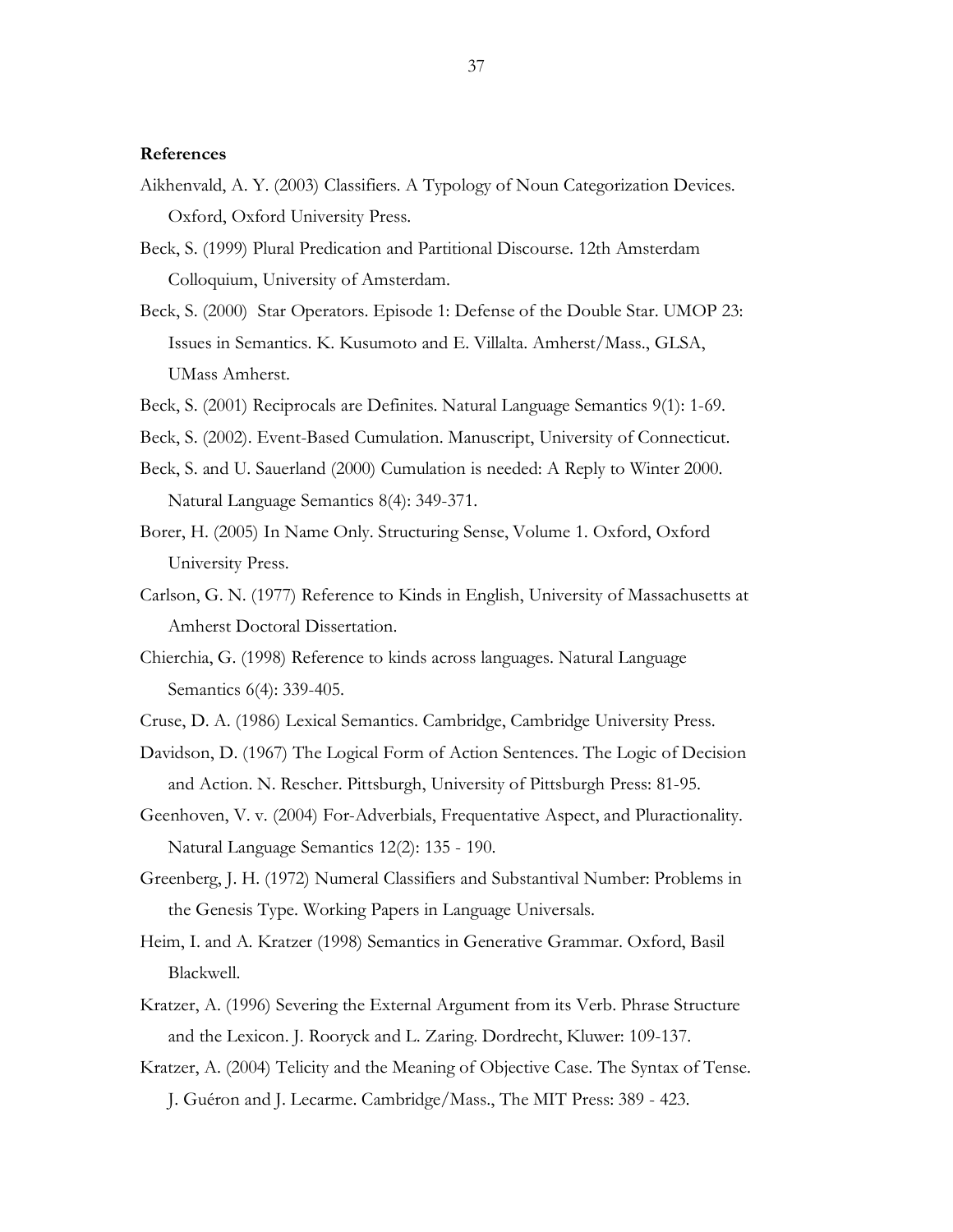**References**

Aikhenvald, A. Y. (2003) Classifiers. A Typology of Noun Categorization Devices. Oxford, Oxford University Press.

Beck, S. (1999) Plural Predication and Partitional Discourse. 12th Amsterdam Colloquium, University of Amsterdam.

Beck, S. (2000) Star Operators. Episode 1: Defense of the Double Star. UMOP 23: Issues in Semantics. K. Kusumoto and E. Villalta. Amherst/Mass., GLSA, UMass Amherst.

Beck, S. (2001) Reciprocals are Definites. Natural Language Semantics 9(1): 1-69.

Beck, S. (2002). Event-Based Cumulation. Manuscript, University of Connecticut.

Beck, S. and U. Sauerland (2000) Cumulation is needed: A Reply to Winter 2000. Natural Language Semantics 8(4): 349-371.

Borer, H. (2005) In Name Only. Structuring Sense, Volume 1. Oxford, Oxford University Press.

Carlson, G. N. (1977) Reference to Kinds in English, University of Massachusetts at Amherst Doctoral Dissertation.

Chierchia, G. (1998) Reference to kinds across languages. Natural Language Semantics 6(4): 339-405.

Cruse, D. A. (1986) Lexical Semantics. Cambridge, Cambridge University Press.

Davidson, D. (1967) The Logical Form of Action Sentences. The Logic of Decision and Action. N. Rescher. Pittsburgh, University of Pittsburgh Press: 81-95.

Geenhoven, V. v. (2004) For-Adverbials, Frequentative Aspect, and Pluractionality. Natural Language Semantics 12(2): 135 - 190.

Greenberg, J. H. (1972) Numeral Classifiers and Substantival Number: Problems in the Genesis Type. Working Papers in Language Universals.

Heim, I. and A. Kratzer (1998) Semantics in Generative Grammar. Oxford, Basil Blackwell.

Kratzer, A. (1996) Severing the External Argument from its Verb. Phrase Structure and the Lexicon. J. Rooryck and L. Zaring. Dordrecht, Kluwer: 109-137.

Kratzer, A. (2004) Telicity and the Meaning of Objective Case. The Syntax of Tense. J. Guéron and J. Lecarme. Cambridge/Mass., The MIT Press: 389 - 423.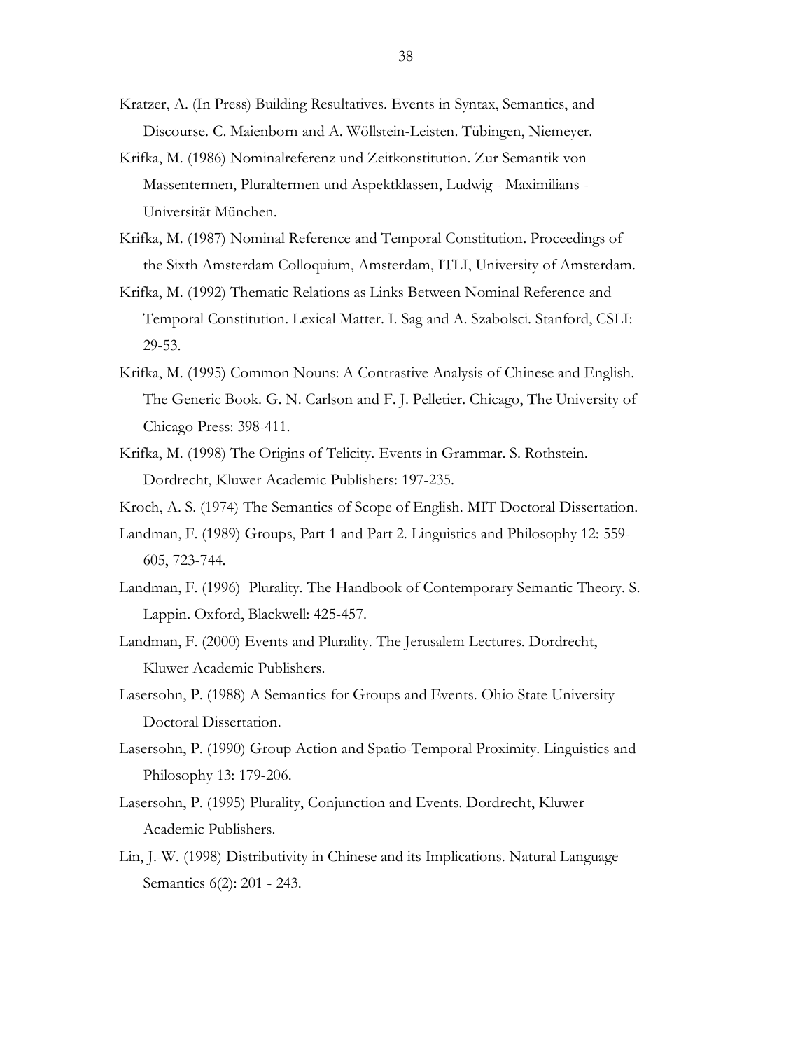Kratzer, A. (In Press) Building Resultatives. Events in Syntax, Semantics, and Discourse. C. Maienborn and A. Wöllstein-Leisten. Tübingen, Niemeyer.

Krifka, M. (1986) Nominalreferenz und Zeitkonstitution. Zur Semantik von Massentermen, Pluraltermen und Aspektklassen, Ludwig - Maximilians - Universität München.

Krifka, M. (1987) Nominal Reference and Temporal Constitution. Proceedings of the Sixth Amsterdam Colloquium, Amsterdam, ITLI, University of Amsterdam.

Krifka, M. (1992) Thematic Relations as Links Between Nominal Reference and Temporal Constitution. Lexical Matter. I. Sag and A. Szabolsci. Stanford, CSLI: 29-53.

Krifka, M. (1995) Common Nouns: A Contrastive Analysis of Chinese and English. The Generic Book. G. N. Carlson and F. J. Pelletier. Chicago, The University of Chicago Press: 398-411.

Krifka, M. (1998) The Origins of Telicity. Events in Grammar. S. Rothstein. Dordrecht, Kluwer Academic Publishers: 197-235.

Kroch, A. S. (1974) The Semantics of Scope of English. MIT Doctoral Dissertation.

Landman, F. (1989) Groups, Part 1 and Part 2. Linguistics and Philosophy 12: 559-605, 723-744.

Landman, F. (1996) Plurality. The Handbook of Contemporary Semantic Theory. S. Lappin. Oxford, Blackwell: 425-457.

Landman, F. (2000) Events and Plurality. The Jerusalem Lectures. Dordrecht, Kluwer Academic Publishers.

Lasersohn, P. (1988) A Semantics for Groups and Events. Ohio State University Doctoral Dissertation.

Lasersohn, P. (1990) Group Action and Spatio-Temporal Proximity. Linguistics and Philosophy 13: 179-206.

Lasersohn, P. (1995) Plurality, Conjunction and Events. Dordrecht, Kluwer Academic Publishers.

Lin, J.-W. (1998) Distributivity in Chinese and its Implications. Natural Language Semantics 6(2): 201 - 243.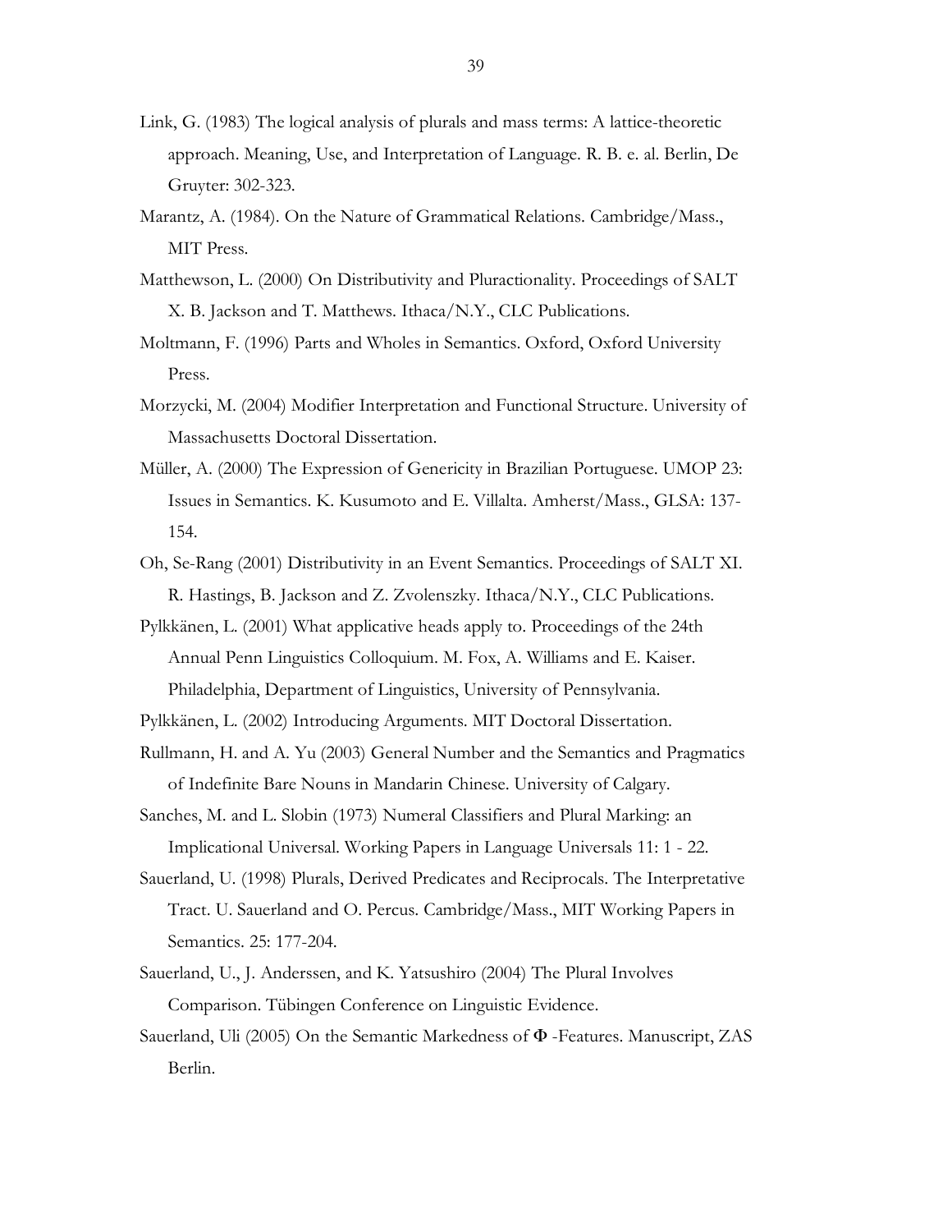Link, G. (1983) The logical analysis of plurals and mass terms: A lattice-theoretic approach. Meaning, Use, and Interpretation of Language. R. B. e. al. Berlin, De Gruyter: 302-323.

Marantz, A. (1984). On the Nature of Grammatical Relations. Cambridge/Mass., MIT Press.

Matthewson, L. (2000) On Distributivity and Pluractionality. Proceedings of SALT X. B. Jackson and T. Matthews. Ithaca/N.Y., CLC Publications.

Moltmann, F. (1996) Parts and Wholes in Semantics. Oxford, Oxford University Press.

Morzycki, M. (2004) Modifier Interpretation and Functional Structure. University of Massachusetts Doctoral Dissertation.

Müller, A. (2000) The Expression of Genericity in Brazilian Portuguese. UMOP 23: Issues in Semantics. K. Kusumoto and E. Villalta. Amherst/Mass., GLSA: 137-154.

Oh, Se-Rang (2001) Distributivity in an Event Semantics. Proceedings of SALT XI. R. Hastings, B. Jackson and Z. Zvolenszky. Ithaca/N.Y., CLC Publications.

Pylkkänen, L. (2001) What applicative heads apply to. Proceedings of the 24th Annual Penn Linguistics Colloquium. M. Fox, A. Williams and E. Kaiser. Philadelphia, Department of Linguistics, University of Pennsylvania.

Pylkkänen, L. (2002) Introducing Arguments. MIT Doctoral Dissertation.

Rullmann, H. and A. Yu (2003) General Number and the Semantics and Pragmatics of Indefinite Bare Nouns in Mandarin Chinese. University of Calgary.

Sanches, M. and L. Slobin (1973) Numeral Classifiers and Plural Marking: an Implicational Universal. Working Papers in Language Universals 11: 1 - 22.

Sauerland, U. (1998) Plurals, Derived Predicates and Reciprocals. The Interpretative Tract. U. Sauerland and O. Percus. Cambridge/Mass., MIT Working Papers in Semantics. 25: 177-204.

Sauerland, U., J. Anderssen, and K. Yatsushiro (2004) The Plural Involves Comparison. Tübingen Conference on Linguistic Evidence.

Sauerland, Uli (2005) On the Semantic Markedness of Φ -Features. Manuscript, ZAS Berlin.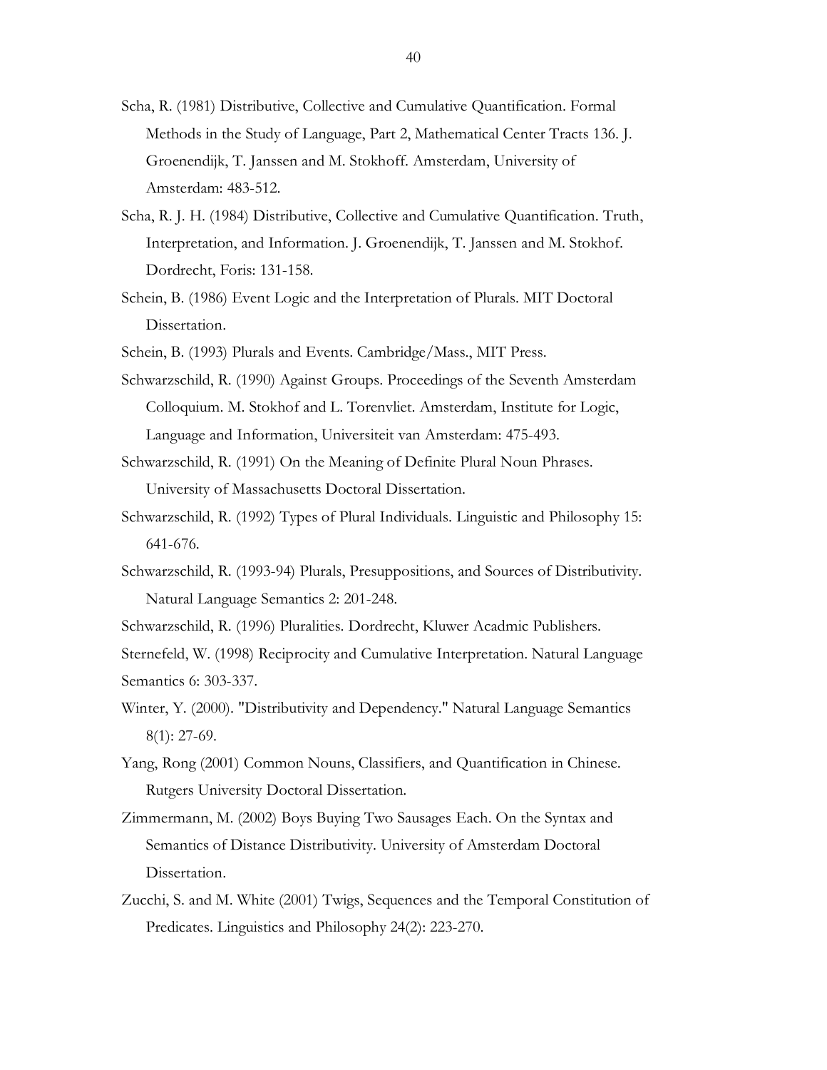Scha, R. (1981) Distributive, Collective and Cumulative Quantification. Formal Methods in the Study of Language, Part 2, Mathematical Center Tracts 136. J. Groenendijk, T. Janssen and M. Stokhoff. Amsterdam, University of Amsterdam: 483-512.

Scha, R. J. H. (1984) Distributive, Collective and Cumulative Quantification. Truth, Interpretation, and Information. J. Groenendijk, T. Janssen and M. Stokhof. Dordrecht, Foris: 131-158.

Schein, B. (1986) Event Logic and the Interpretation of Plurals. MIT Doctoral Dissertation.

Schein, B. (1993) Plurals and Events. Cambridge/Mass., MIT Press.

Schwarzschild, R. (1990) Against Groups. Proceedings of the Seventh Amsterdam Colloquium. M. Stokhof and L. Torenvliet. Amsterdam, Institute for Logic, Language and Information, Universiteit van Amsterdam: 475-493.

Schwarzschild, R. (1991) On the Meaning of Definite Plural Noun Phrases. University of Massachusetts Doctoral Dissertation.

Schwarzschild, R. (1992) Types of Plural Individuals. Linguistic and Philosophy 15: 641-676.

Schwarzschild, R. (1993-94) Plurals, Presuppositions, and Sources of Distributivity. Natural Language Semantics 2: 201-248.

Schwarzschild, R. (1996) Pluralities. Dordrecht, Kluwer Acadmic Publishers.

Sternefeld, W. (1998) Reciprocity and Cumulative Interpretation. Natural Language Semantics 6: 303-337.

Winter, Y. (2000). "Distributivity and Dependency." Natural Language Semantics 8(1): 27-69.

Yang, Rong (2001) Common Nouns, Classifiers, and Quantification in Chinese. Rutgers University Doctoral Dissertation.

Zimmermann, M. (2002) Boys Buying Two Sausages Each. On the Syntax and Semantics of Distance Distributivity. University of Amsterdam Doctoral Dissertation.

Zucchi, S. and M. White (2001) Twigs, Sequences and the Temporal Constitution of Predicates. Linguistics and Philosophy 24(2): 223-270.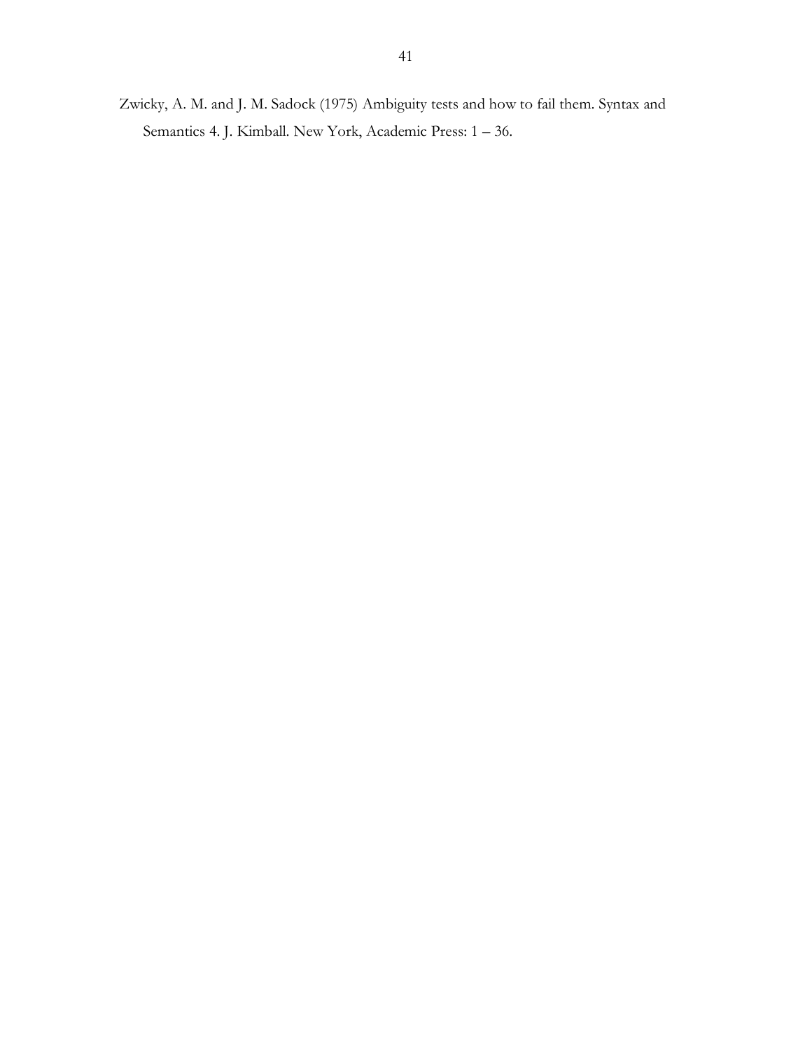Zwicky, A. M. and J. M. Sadock (1975) Ambiguity tests and how to fail them. Syntax and Semantics 4. J. Kimball. New York, Academic Press: 1 – 36.